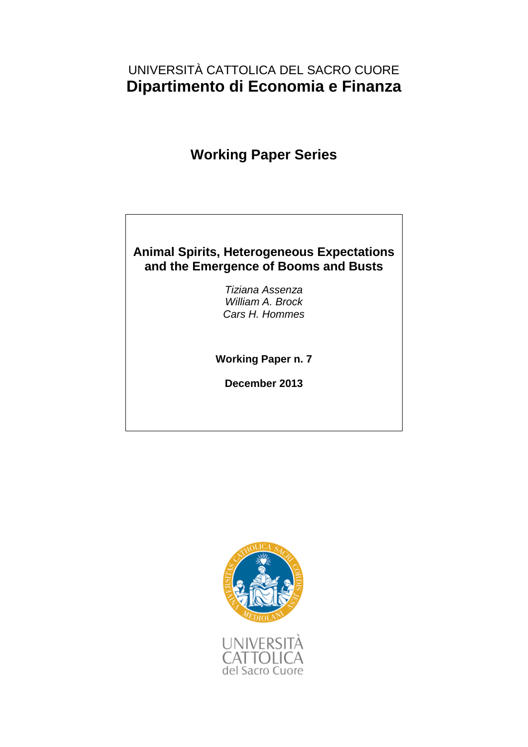UNIVERSITÀ CATTOLICA DEL SACRO CUORE

# Dipartimento di Economia e Finanza

## Working Paper Series

### Animal Spirits, Heterogeneous Expectations and the Emergence of Booms and Busts

*Tiziana Assenza*
*William A. Brock*
*Cars H. Hommes*

**Working Paper n. 7**

**December 2013**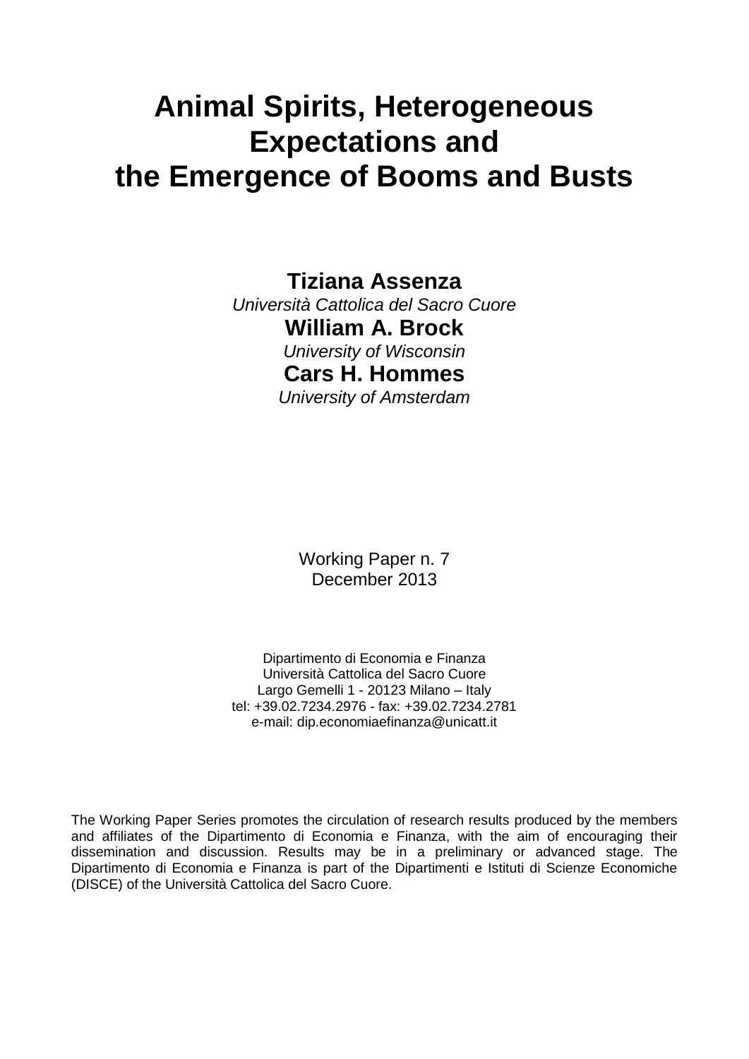# Animal Spirits, Heterogeneous Expectations and the Emergence of Booms and Busts

**Tiziana Assenza**

*Università Cattolica del Sacro Cuore*

**William A. Brock**

*University of Wisconsin*

**Cars H. Hommes**

*University of Amsterdam*

Working Paper n. 7
December 2013

Dipartimento di Economia e Finanza
Università Cattolica del Sacro Cuore
Largo Gemelli 1 - 20123 Milano – Italy
tel: +39.02.7234.2976 - fax: +39.02.7234.2781
e-mail: dip.economiaefinanza@unicatt.it

The Working Paper Series promotes the circulation of research results produced by the members and affiliates of the Dipartimento di Economia e Finanza, with the aim of encouraging their dissemination and discussion. Results may be in a preliminary or advanced stage. The Dipartimento di Economia e Finanza is part of the Dipartimenti e Istituti di Scienze Economiche (DISCE) of the Università Cattolica del Sacro Cuore.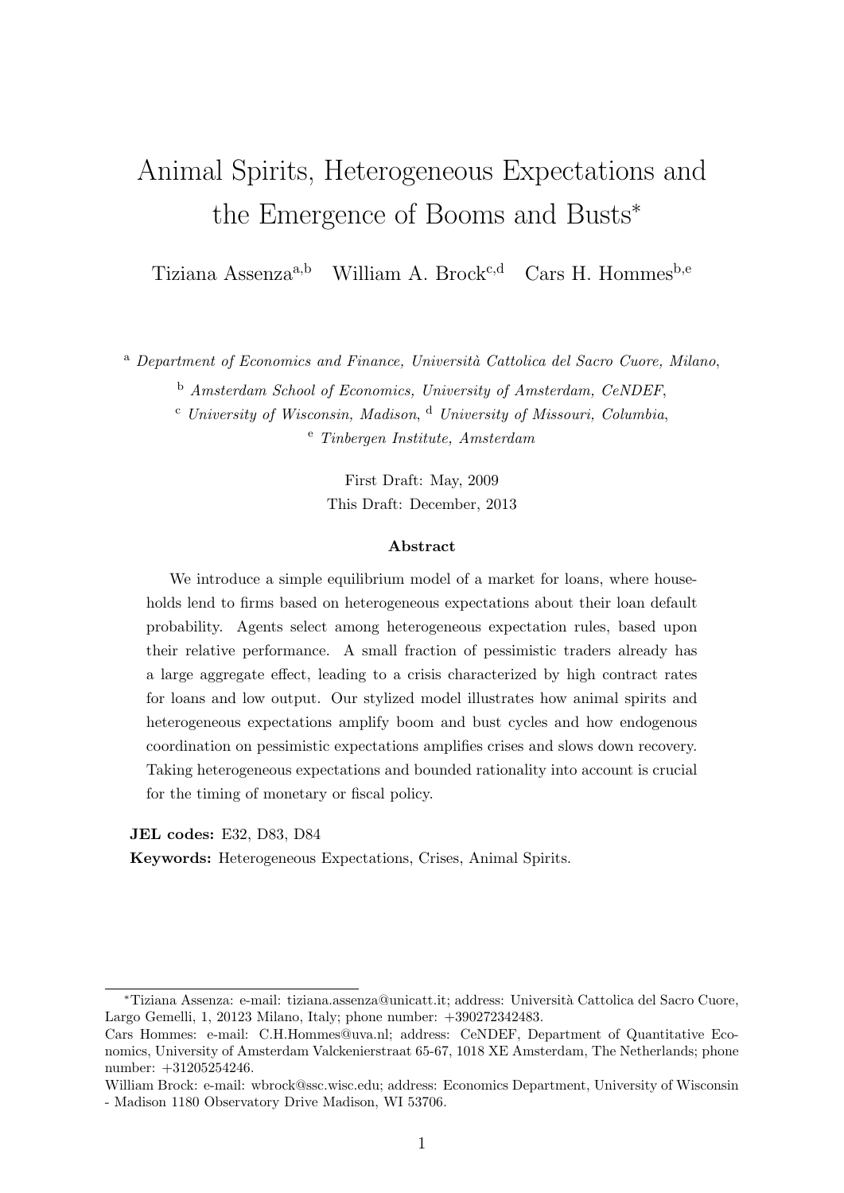# Animal Spirits, Heterogeneous Expectations and the Emergence of Booms and Busts*

Tiziana Assenza[a,b] William A. Brock[c,d] Cars H. Hommes[b,e]

[a] *Department of Economics and Finance, Università Cattolica del Sacro Cuore, Milano*,

[b] *Amsterdam School of Economics, University of Amsterdam, CeNDEF*,

[c] *University of Wisconsin, Madison*, [d] *University of Missouri, Columbia*,

[e] *Tinbergen Institute, Amsterdam*

First Draft: May, 2009

This Draft: December, 2013

### Abstract

We introduce a simple equilibrium model of a market for loans, where households lend to firms based on heterogeneous expectations about their loan default probability. Agents select among heterogeneous expectation rules, based upon their relative performance. A small fraction of pessimistic traders already has a large aggregate effect, leading to a crisis characterized by high contract rates for loans and low output. Our stylized model illustrates how animal spirits and heterogeneous expectations amplify boom and bust cycles and how endogenous coordination on pessimistic expectations amplifies crises and slows down recovery. Taking heterogeneous expectations and bounded rationality into account is crucial for the timing of monetary or fiscal policy.

**JEL codes:** E32, D83, D84

**Keywords:** Heterogeneous Expectations, Crises, Animal Spirits.

---

*Tiziana Assenza: e-mail: tiziana.assenza@unicatt.it; address: Università Cattolica del Sacro Cuore, Largo Gemelli, 1, 20123 Milano, Italy; phone number: +390272342483.

Cars Hommes: e-mail: C.H.Hommes@uva.nl; address: CeNDEF, Department of Quantitative Economics, University of Amsterdam Valckenierstraat 65-67, 1018 XE Amsterdam, The Netherlands; phone number: +31205254246.

William Brock: e-mail: wbrock@ssc.wisc.edu; address: Economics Department, University of Wisconsin - Madison 1180 Observatory Drive Madison, WI 53706.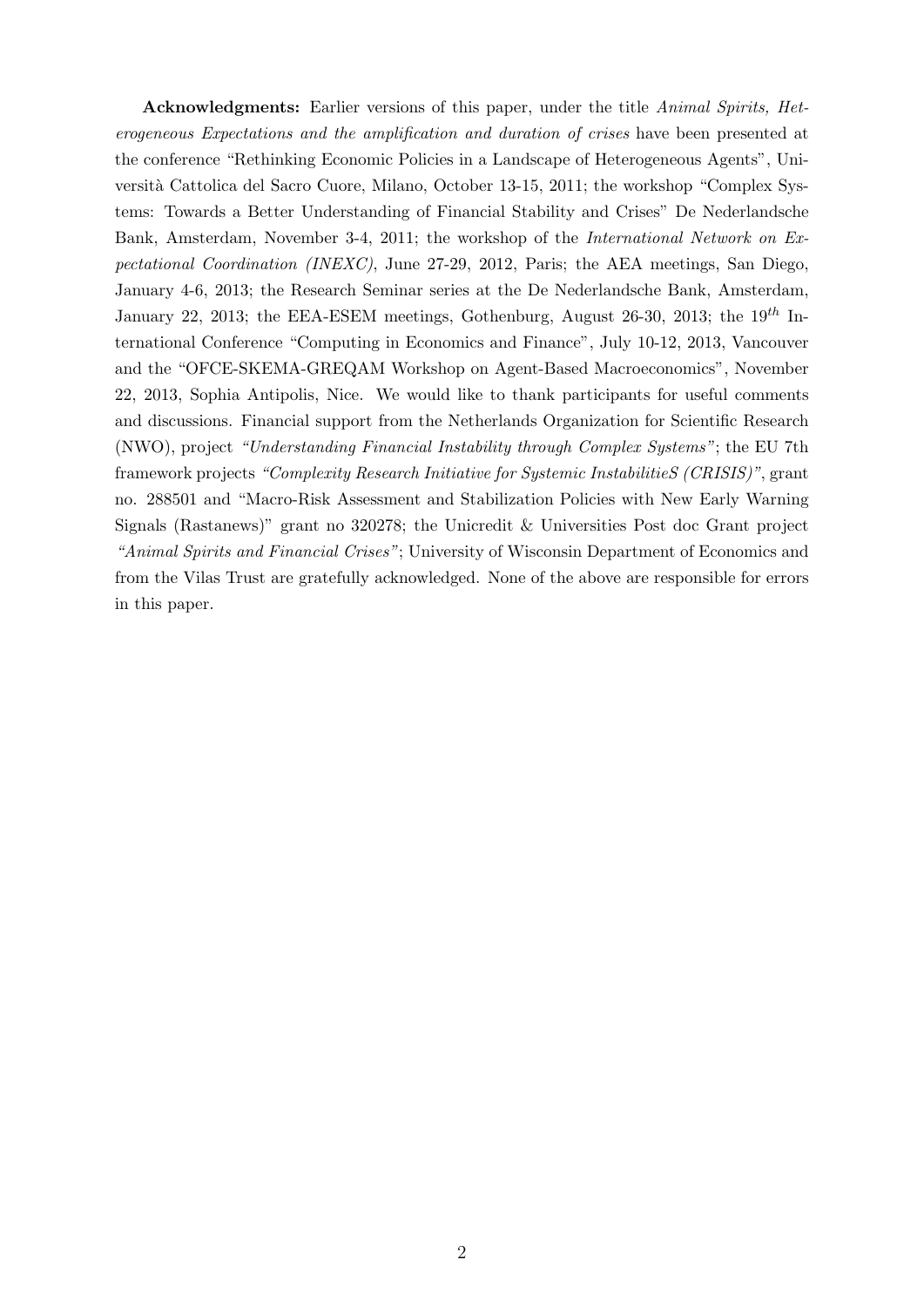**Acknowledgments:** Earlier versions of this paper, under the title *Animal Spirits, Heterogeneous Expectations and the amplification and duration of crises* have been presented at the conference "Rethinking Economic Policies in a Landscape of Heterogeneous Agents", Università Cattolica del Sacro Cuore, Milano, October 13-15, 2011; the workshop "Complex Systems: Towards a Better Understanding of Financial Stability and Crises" De Nederlandsche Bank, Amsterdam, November 3-4, 2011; the workshop of the *International Network on Expectational Coordination (INEXC)*, June 27-29, 2012, Paris; the AEA meetings, San Diego, January 4-6, 2013; the Research Seminar series at the De Nederlandsche Bank, Amsterdam, January 22, 2013; the EEA-ESEM meetings, Gothenburg, August 26-30, 2013; the $19^{th}$ International Conference "Computing in Economics and Finance", July 10-12, 2013, Vancouver and the "OFCE-SKEMA-GREQAM Workshop on Agent-Based Macroeconomics", November 22, 2013, Sophia Antipolis, Nice. We would like to thank participants for useful comments and discussions. Financial support from the Netherlands Organization for Scientific Research (NWO), project *"Understanding Financial Instability through Complex Systems"*; the EU 7th framework projects *"Complexity Research Initiative for Systemic InstabilitieS (CRISIS)"*, grant no. 288501 and "Macro-Risk Assessment and Stabilization Policies with New Early Warning Signals (Rastanews)" grant no 320278; the Unicredit & Universities Post doc Grant project *"Animal Spirits and Financial Crises"*; University of Wisconsin Department of Economics and from the Vilas Trust are gratefully acknowledged. None of the above are responsible for errors in this paper.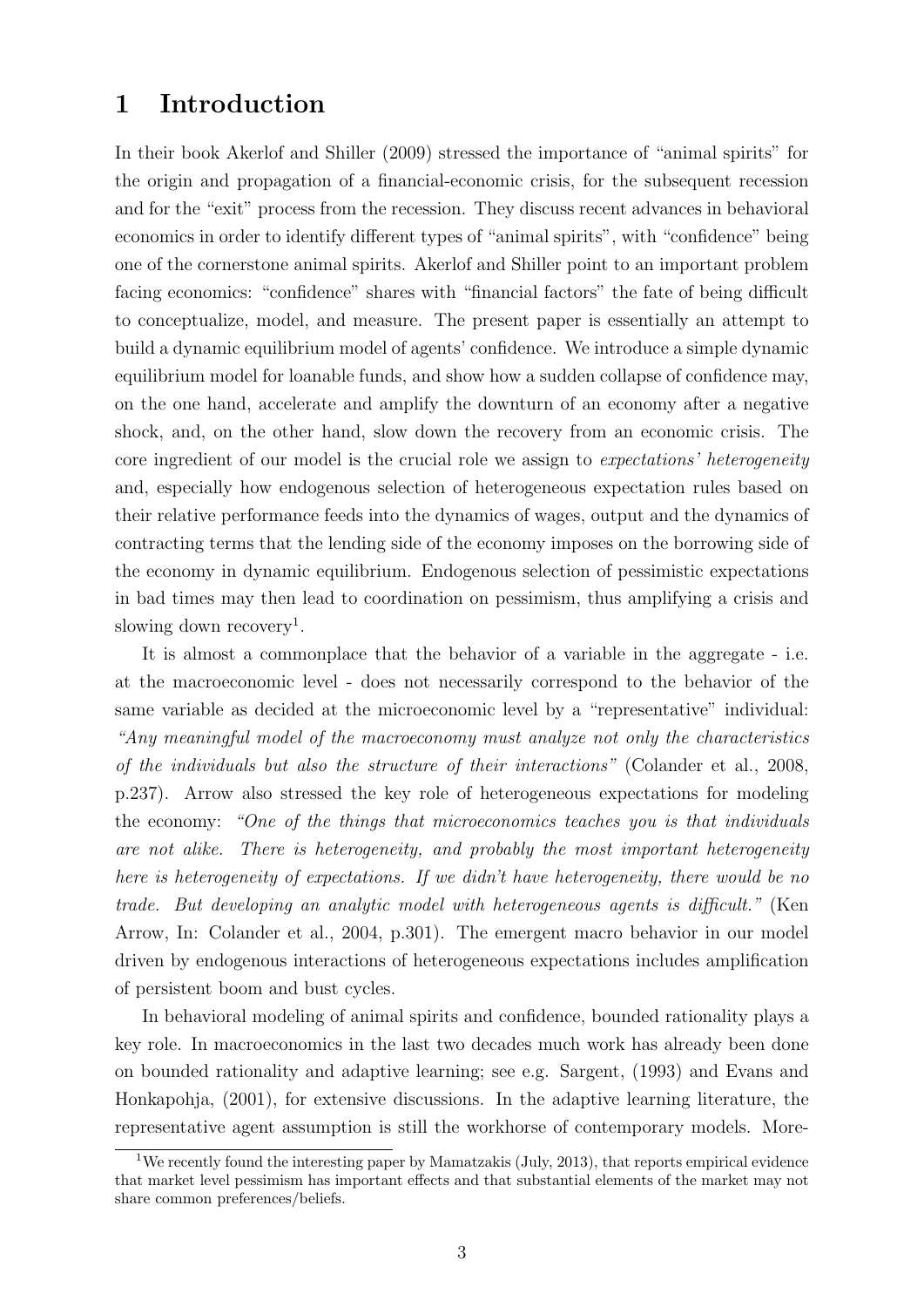# 1 Introduction

In their book Akerlof and Shiller (2009) stressed the importance of "animal spirits" for the origin and propagation of a financial-economic crisis, for the subsequent recession and for the "exit" process from the recession. They discuss recent advances in behavioral economics in order to identify different types of "animal spirits", with "confidence" being one of the cornerstone animal spirits. Akerlof and Shiller point to an important problem facing economics: "confidence" shares with "financial factors" the fate of being difficult to conceptualize, model, and measure. The present paper is essentially an attempt to build a dynamic equilibrium model of agents' confidence. We introduce a simple dynamic equilibrium model for loanable funds, and show how a sudden collapse of confidence may, on the one hand, accelerate and amplify the downturn of an economy after a negative shock, and, on the other hand, slow down the recovery from an economic crisis. The core ingredient of our model is the crucial role we assign to *expectations' heterogeneity* and, especially how endogenous selection of heterogeneous expectation rules based on their relative performance feeds into the dynamics of wages, output and the dynamics of contracting terms that the lending side of the economy imposes on the borrowing side of the economy in dynamic equilibrium. Endogenous selection of pessimistic expectations in bad times may then lead to coordination on pessimism, thus amplifying a crisis and slowing down recovery[1].

It is almost a commonplace that the behavior of a variable in the aggregate - i.e. at the macroeconomic level - does not necessarily correspond to the behavior of the same variable as decided at the microeconomic level by a "representative" individual: *"Any meaningful model of the macroeconomy must analyze not only the characteristics of the individuals but also the structure of their interactions"* (Colander et al., 2008, p.237). Arrow also stressed the key role of heterogeneous expectations for modeling the economy: *"One of the things that microeconomics teaches you is that individuals are not alike. There is heterogeneity, and probably the most important heterogeneity here is heterogeneity of expectations. If we didn't have heterogeneity, there would be no trade. But developing an analytic model with heterogeneous agents is difficult."* (Ken Arrow, In: Colander et al., 2004, p.301). The emergent macro behavior in our model driven by endogenous interactions of heterogeneous expectations includes amplification of persistent boom and bust cycles.

In behavioral modeling of animal spirits and confidence, bounded rationality plays a key role. In macroeconomics in the last two decades much work has already been done on bounded rationality and adaptive learning; see e.g. Sargent, (1993) and Evans and Honkapohja, (2001), for extensive discussions. In the adaptive learning literature, the representative agent assumption is still the workhorse of contemporary models. More-

[1] We recently found the interesting paper by Mamatzakis (July, 2013), that reports empirical evidence that market level pessimism has important effects and that substantial elements of the market may not share common preferences/beliefs.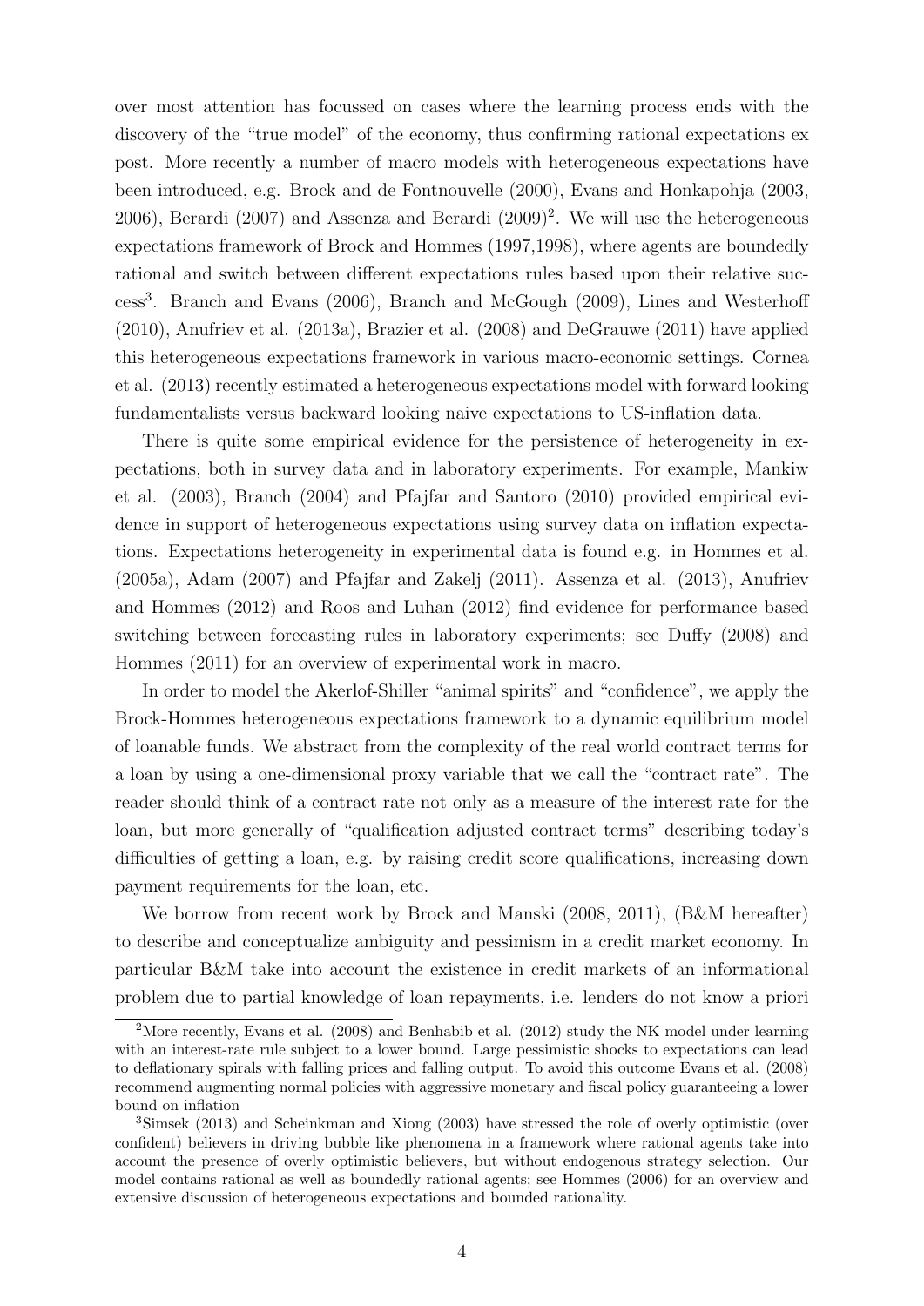over most attention has focussed on cases where the learning process ends with the discovery of the "true model" of the economy, thus confirming rational expectations ex post. More recently a number of macro models with heterogeneous expectations have been introduced, e.g. Brock and de Fontnouvelle (2000), Evans and Honkapohja (2003, 2006), Berardi (2007) and Assenza and Berardi (2009)[2]. We will use the heterogeneous expectations framework of Brock and Hommes (1997,1998), where agents are boundedly rational and switch between different expectations rules based upon their relative success[3]. Branch and Evans (2006), Branch and McGough (2009), Lines and Westerhoff (2010), Anufriev et al. (2013a), Brazier et al. (2008) and DeGrauwe (2011) have applied this heterogeneous expectations framework in various macro-economic settings. Cornea et al. (2013) recently estimated a heterogeneous expectations model with forward looking fundamentalists versus backward looking naive expectations to US-inflation data.

There is quite some empirical evidence for the persistence of heterogeneity in expectations, both in survey data and in laboratory experiments. For example, Mankiw et al. (2003), Branch (2004) and Pfajfar and Santoro (2010) provided empirical evidence in support of heterogeneous expectations using survey data on inflation expectations. Expectations heterogeneity in experimental data is found e.g. in Hommes et al. (2005a), Adam (2007) and Pfajfar and Zakelj (2011). Assenza et al. (2013), Anufriev and Hommes (2012) and Roos and Luhan (2012) find evidence for performance based switching between forecasting rules in laboratory experiments; see Duffy (2008) and Hommes (2011) for an overview of experimental work in macro.

In order to model the Akerlof-Shiller "animal spirits" and "confidence", we apply the Brock-Hommes heterogeneous expectations framework to a dynamic equilibrium model of loanable funds. We abstract from the complexity of the real world contract terms for a loan by using a one-dimensional proxy variable that we call the "contract rate". The reader should think of a contract rate not only as a measure of the interest rate for the loan, but more generally of "qualification adjusted contract terms" describing today's difficulties of getting a loan, e.g. by raising credit score qualifications, increasing down payment requirements for the loan, etc.

We borrow from recent work by Brock and Manski (2008, 2011), (B&M hereafter) to describe and conceptualize ambiguity and pessimism in a credit market economy. In particular B&M take into account the existence in credit markets of an informational problem due to partial knowledge of loan repayments, i.e. lenders do not know a priori

[2] More recently, Evans et al. (2008) and Benhabib et al. (2012) study the NK model under learning with an interest-rate rule subject to a lower bound. Large pessimistic shocks to expectations can lead to deflationary spirals with falling prices and falling output. To avoid this outcome Evans et al. (2008) recommend augmenting normal policies with aggressive monetary and fiscal policy guaranteeing a lower bound on inflation

[3] Simsek (2013) and Scheinkman and Xiong (2003) have stressed the role of overly optimistic (over confident) believers in driving bubble like phenomena in a framework where rational agents take into account the presence of overly optimistic believers, but without endogenous strategy selection. Our model contains rational as well as boundedly rational agents; see Hommes (2006) for an overview and extensive discussion of heterogeneous expectations and bounded rationality.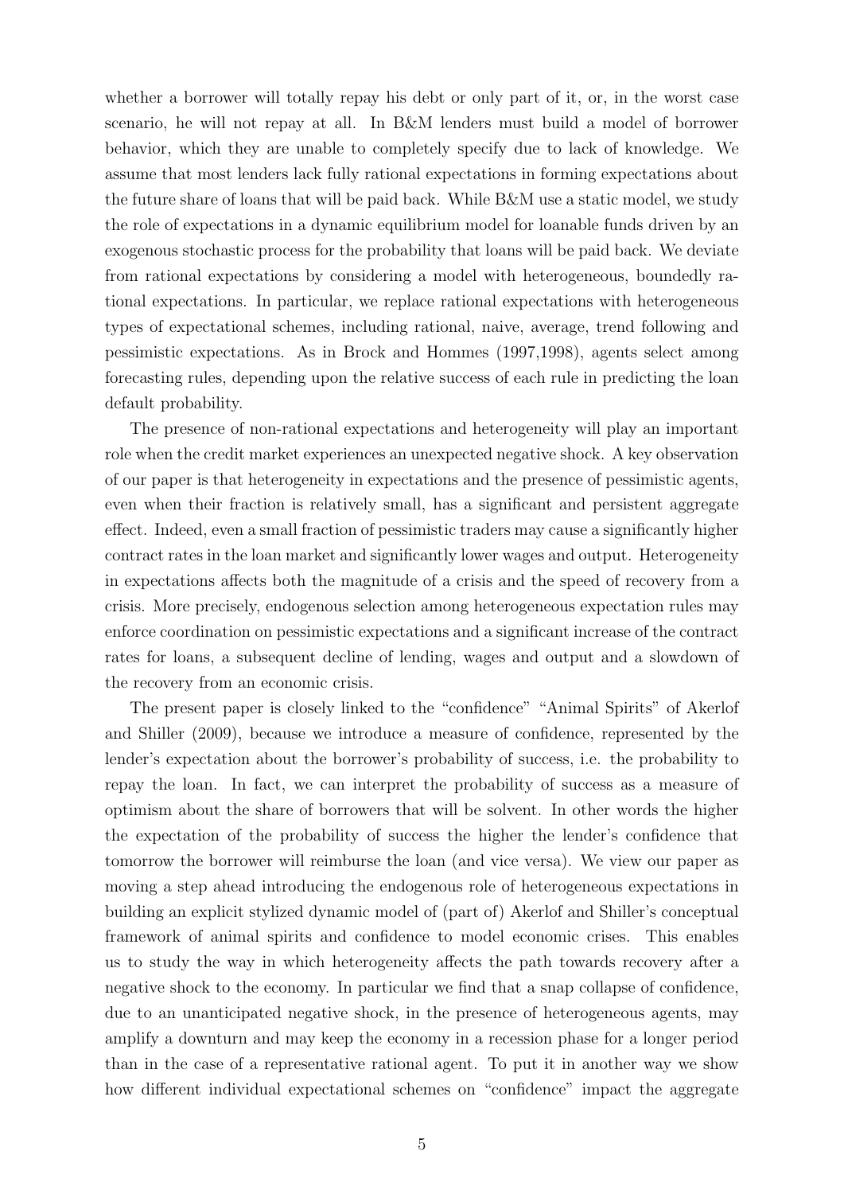whether a borrower will totally repay his debt or only part of it, or, in the worst case scenario, he will not repay at all. In B&M lenders must build a model of borrower behavior, which they are unable to completely specify due to lack of knowledge. We assume that most lenders lack fully rational expectations in forming expectations about the future share of loans that will be paid back. While B&M use a static model, we study the role of expectations in a dynamic equilibrium model for loanable funds driven by an exogenous stochastic process for the probability that loans will be paid back. We deviate from rational expectations by considering a model with heterogeneous, boundedly rational expectations. In particular, we replace rational expectations with heterogeneous types of expectational schemes, including rational, naive, average, trend following and pessimistic expectations. As in Brock and Hommes (1997,1998), agents select among forecasting rules, depending upon the relative success of each rule in predicting the loan default probability.

The presence of non-rational expectations and heterogeneity will play an important role when the credit market experiences an unexpected negative shock. A key observation of our paper is that heterogeneity in expectations and the presence of pessimistic agents, even when their fraction is relatively small, has a significant and persistent aggregate effect. Indeed, even a small fraction of pessimistic traders may cause a significantly higher contract rates in the loan market and significantly lower wages and output. Heterogeneity in expectations affects both the magnitude of a crisis and the speed of recovery from a crisis. More precisely, endogenous selection among heterogeneous expectation rules may enforce coordination on pessimistic expectations and a significant increase of the contract rates for loans, a subsequent decline of lending, wages and output and a slowdown of the recovery from an economic crisis.

The present paper is closely linked to the "confidence" "Animal Spirits" of Akerlof and Shiller (2009), because we introduce a measure of confidence, represented by the lender's expectation about the borrower's probability of success, i.e. the probability to repay the loan. In fact, we can interpret the probability of success as a measure of optimism about the share of borrowers that will be solvent. In other words the higher the expectation of the probability of success the higher the lender's confidence that tomorrow the borrower will reimburse the loan (and vice versa). We view our paper as moving a step ahead introducing the endogenous role of heterogeneous expectations in building an explicit stylized dynamic model of (part of) Akerlof and Shiller's conceptual framework of animal spirits and confidence to model economic crises. This enables us to study the way in which heterogeneity affects the path towards recovery after a negative shock to the economy. In particular we find that a snap collapse of confidence, due to an unanticipated negative shock, in the presence of heterogeneous agents, may amplify a downturn and may keep the economy in a recession phase for a longer period than in the case of a representative rational agent. To put it in another way we show how different individual expectational schemes on "confidence" impact the aggregate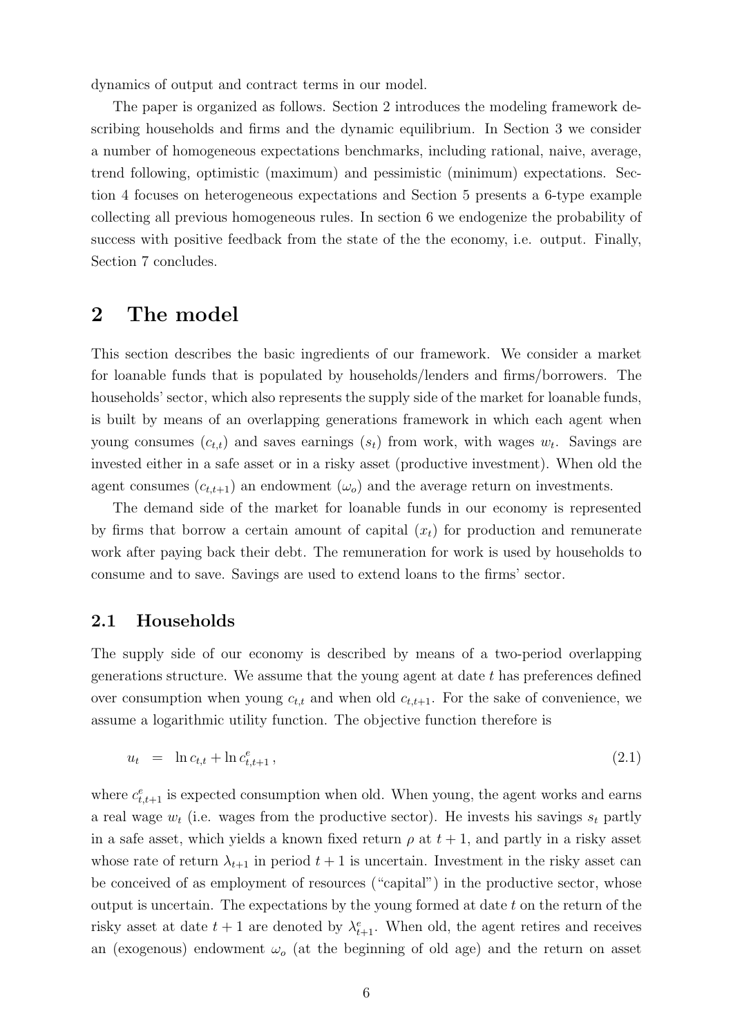dynamics of output and contract terms in our model.

The paper is organized as follows. Section 2 introduces the modeling framework describing households and firms and the dynamic equilibrium. In Section 3 we consider a number of homogeneous expectations benchmarks, including rational, naive, average, trend following, optimistic (maximum) and pessimistic (minimum) expectations. Section 4 focuses on heterogeneous expectations and Section 5 presents a 6-type example collecting all previous homogeneous rules. In section 6 we endogenize the probability of success with positive feedback from the state of the the economy, i.e. output. Finally, Section 7 concludes.

# 2 The model

This section describes the basic ingredients of our framework. We consider a market for loanable funds that is populated by households/lenders and firms/borrowers. The households' sector, which also represents the supply side of the market for loanable funds, is built by means of an overlapping generations framework in which each agent when young consumes ($c_{t,t}$) and saves earnings ($s_t$) from work, with wages $w_t$. Savings are invested either in a safe asset or in a risky asset (productive investment). When old the agent consumes ($c_{t,t+1}$) an endowment ($\omega_o$) and the average return on investments.

The demand side of the market for loanable funds in our economy is represented by firms that borrow a certain amount of capital ($x_t$) for production and remunerate work after paying back their debt. The remuneration for work is used by households to consume and to save. Savings are used to extend loans to the firms' sector.

## 2.1 Households

The supply side of our economy is described by means of a two-period overlapping generations structure. We assume that the young agent at date $t$ has preferences defined over consumption when young $c_{t,t}$ and when old $c_{t,t+1}$. For the sake of convenience, we assume a logarithmic utility function. The objective function therefore is

$$u_t = \ln c_{t,t} + \ln c^e_{t,t+1}\,, \tag{2.1}$$

where $c^e_{t,t+1}$ is expected consumption when old. When young, the agent works and earns a real wage $w_t$ (i.e. wages from the productive sector). He invests his savings $s_t$ partly in a safe asset, which yields a known fixed return $\rho$ at $t+1$, and partly in a risky asset whose rate of return $\lambda_{t+1}$ in period $t+1$ is uncertain. Investment in the risky asset can be conceived of as employment of resources ("capital") in the productive sector, whose output is uncertain. The expectations by the young formed at date $t$ on the return of the risky asset at date $t+1$ are denoted by $\lambda^e_{t+1}$. When old, the agent retires and receives an (exogenous) endowment $\omega_o$ (at the beginning of old age) and the return on asset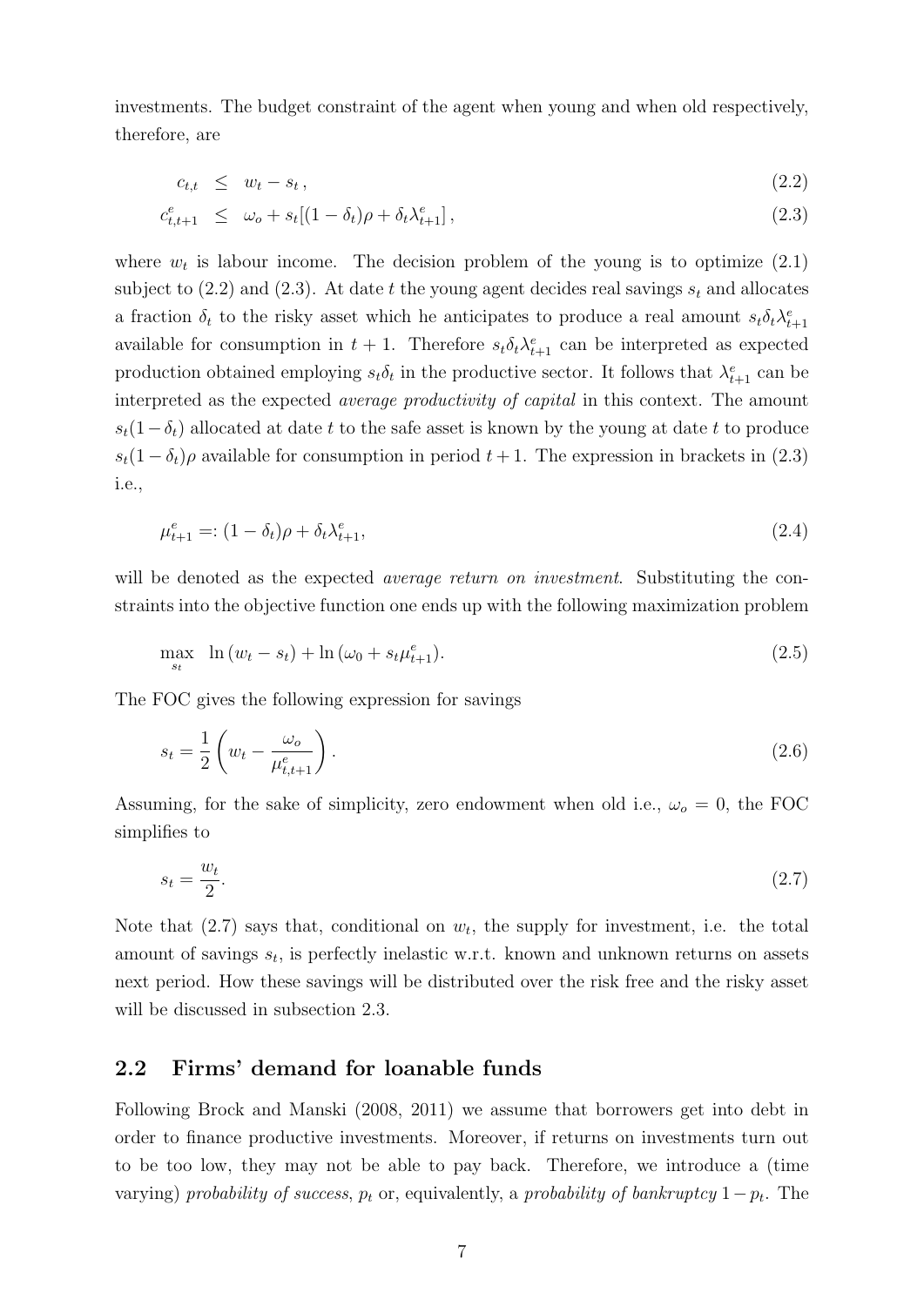investments. The budget constraint of the agent when young and when old respectively, therefore, are

$$c_{t,t} \leq w_t - s_t \,, \tag{2.2}$$

$$c^e_{t,t+1} \leq \omega_o + s_t[(1-\delta_t)\rho + \delta_t \lambda^e_{t+1}] \,, \tag{2.3}$$

where $w_t$ is labour income. The decision problem of the young is to optimize (2.1) subject to (2.2) and (2.3). At date $t$ the young agent decides real savings $s_t$ and allocates a fraction $\delta_t$ to the risky asset which he anticipates to produce a real amount $s_t\delta_t\lambda^e_{t+1}$ available for consumption in $t+1$. Therefore $s_t\delta_t\lambda^e_{t+1}$ can be interpreted as expected production obtained employing $s_t\delta_t$ in the productive sector. It follows that $\lambda^e_{t+1}$ can be interpreted as the expected *average productivity of capital* in this context. The amount $s_t(1-\delta_t)$ allocated at date $t$ to the safe asset is known by the young at date $t$ to produce $s_t(1-\delta_t)\rho$ available for consumption in period $t+1$. The expression in brackets in (2.3) i.e.,

$$\mu^e_{t+1} =: (1-\delta_t)\rho + \delta_t\lambda^e_{t+1}, \tag{2.4}$$

will be denoted as the expected *average return on investment*. Substituting the constraints into the objective function one ends up with the following maximization problem

$$\max_{s_t} \;\; \ln(w_t - s_t) + \ln(\omega_0 + s_t\mu^e_{t+1}). \tag{2.5}$$

The FOC gives the following expression for savings

$$s_t = \frac{1}{2}\left(w_t - \frac{\omega_o}{\mu^e_{t,t+1}}\right). \tag{2.6}$$

Assuming, for the sake of simplicity, zero endowment when old i.e., $\omega_o = 0$, the FOC simplifies to

$$s_t = \frac{w_t}{2}. \tag{2.7}$$

Note that (2.7) says that, conditional on $w_t$, the supply for investment, i.e. the total amount of savings $s_t$, is perfectly inelastic w.r.t. known and unknown returns on assets next period. How these savings will be distributed over the risk free and the risky asset will be discussed in subsection 2.3.

## 2.2 Firms' demand for loanable funds

Following Brock and Manski (2008, 2011) we assume that borrowers get into debt in order to finance productive investments. Moreover, if returns on investments turn out to be too low, they may not be able to pay back. Therefore, we introduce a (time varying) *probability of success*, $p_t$ or, equivalently, a *probability of bankruptcy* $1-p_t$. The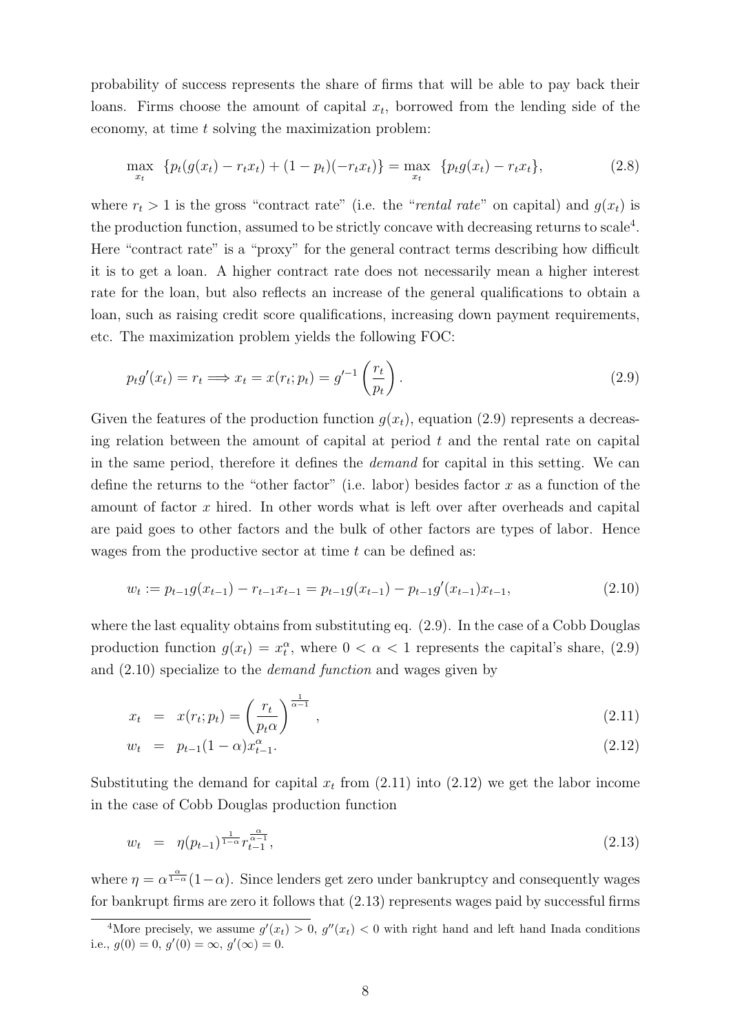probability of success represents the share of firms that will be able to pay back their loans. Firms choose the amount of capital $x_t$, borrowed from the lending side of the economy, at time $t$ solving the maximization problem:

$$\max_{x_t} \ \{p_t(g(x_t) - r_t x_t) + (1 - p_t)(-r_t x_t)\} = \max_{x_t} \ \{p_t g(x_t) - r_t x_t\}, \tag{2.8}$$

where $r_t > 1$ is the gross "contract rate" (i.e. the "*rental rate*" on capital) and $g(x_t)$ is the production function, assumed to be strictly concave with decreasing returns to scale[4]. Here "contract rate" is a "proxy" for the general contract terms describing how difficult it is to get a loan. A higher contract rate does not necessarily mean a higher interest rate for the loan, but also reflects an increase of the general qualifications to obtain a loan, such as raising credit score qualifications, increasing down payment requirements, etc. The maximization problem yields the following FOC:

$$p_t g'(x_t) = r_t \Longrightarrow x_t = x(r_t; p_t) = g'^{-1}\left(\frac{r_t}{p_t}\right). \tag{2.9}$$

Given the features of the production function $g(x_t)$, equation (2.9) represents a decreasing relation between the amount of capital at period $t$ and the rental rate on capital in the same period, therefore it defines the *demand* for capital in this setting. We can define the returns to the "other factor" (i.e. labor) besides factor $x$ as a function of the amount of factor $x$ hired. In other words what is left over after overheads and capital are paid goes to other factors and the bulk of other factors are types of labor. Hence wages from the productive sector at time $t$ can be defined as:

$$w_t := p_{t-1} g(x_{t-1}) - r_{t-1} x_{t-1} = p_{t-1} g(x_{t-1}) - p_{t-1} g'(x_{t-1}) x_{t-1}, \tag{2.10}$$

where the last equality obtains from substituting eq. (2.9). In the case of a Cobb Douglas production function $g(x_t) = x_t^{\alpha}$, where $0 < \alpha < 1$ represents the capital's share, (2.9) and (2.10) specialize to the *demand function* and wages given by

$$x_t = x(r_t; p_t) = \left(\frac{r_t}{p_t \alpha}\right)^{\frac{1}{\alpha - 1}}, \tag{2.11}$$

$$w_t = p_{t-1}(1 - \alpha) x_{t-1}^{\alpha}. \tag{2.12}$$

Substituting the demand for capital $x_t$ from (2.11) into (2.12) we get the labor income in the case of Cobb Douglas production function

$$w_t = \eta (p_{t-1})^{\frac{1}{1-\alpha}} r_{t-1}^{\frac{\alpha}{\alpha - 1}}, \tag{2.13}$$

where $\eta = \alpha^{\frac{\alpha}{1-\alpha}}(1 - \alpha)$. Since lenders get zero under bankruptcy and consequently wages for bankrupt firms are zero it follows that (2.13) represents wages paid by successful firms

[4]More precisely, we assume $g'(x_t) > 0$, $g''(x_t) < 0$ with right hand and left hand Inada conditions i.e., $g(0) = 0$, $g'(0) = \infty$, $g'(\infty) = 0$.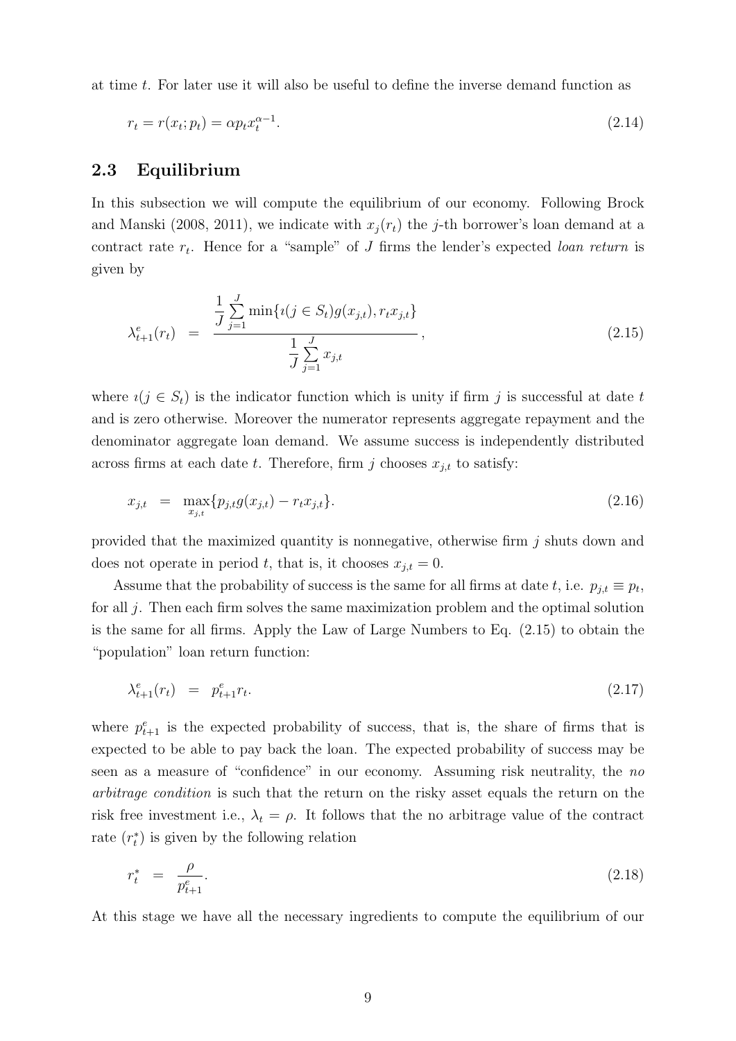at time $t$. For later use it will also be useful to define the inverse demand function as

$$r_t = r(x_t; p_t) = \alpha p_t x_t^{\alpha-1}. \tag{2.14}$$

## 2.3 Equilibrium

In this subsection we will compute the equilibrium of our economy. Following Brock and Manski (2008, 2011), we indicate with $x_j(r_t)$ the $j$-th borrower's loan demand at a contract rate $r_t$. Hence for a "sample" of $J$ firms the lender's expected *loan return* is given by

$$\lambda_{t+1}^e(r_t) = \frac{\frac{1}{J}\sum_{j=1}^{J} \min\{\imath(j \in S_t) g(x_{j,t}), r_t x_{j,t}\}}{\frac{1}{J}\sum_{j=1}^{J} x_{j,t}}, \tag{2.15}$$

where $\imath(j \in S_t)$ is the indicator function which is unity if firm $j$ is successful at date $t$ and is zero otherwise. Moreover the numerator represents aggregate repayment and the denominator aggregate loan demand. We assume success is independently distributed across firms at each date $t$. Therefore, firm $j$ chooses $x_{j,t}$ to satisfy:

$$x_{j,t} = \max_{x_{j,t}} \{p_{j,t} g(x_{j,t}) - r_t x_{j,t}\}. \tag{2.16}$$

provided that the maximized quantity is nonnegative, otherwise firm $j$ shuts down and does not operate in period $t$, that is, it chooses $x_{j,t} = 0$.

Assume that the probability of success is the same for all firms at date $t$, i.e. $p_{j,t} \equiv p_t$, for all $j$. Then each firm solves the same maximization problem and the optimal solution is the same for all firms. Apply the Law of Large Numbers to Eq. (2.15) to obtain the "population" loan return function:

$$\lambda_{t+1}^e(r_t) = p_{t+1}^e r_t. \tag{2.17}$$

where $p_{t+1}^e$ is the expected probability of success, that is, the share of firms that is expected to be able to pay back the loan. The expected probability of success may be seen as a measure of "confidence" in our economy. Assuming risk neutrality, the *no arbitrage condition* is such that the return on the risky asset equals the return on the risk free investment i.e., $\lambda_t = \rho$. It follows that the no arbitrage value of the contract rate $(r_t^*)$ is given by the following relation

$$r_t^* = \frac{\rho}{p_{t+1}^e}. \tag{2.18}$$

At this stage we have all the necessary ingredients to compute the equilibrium of our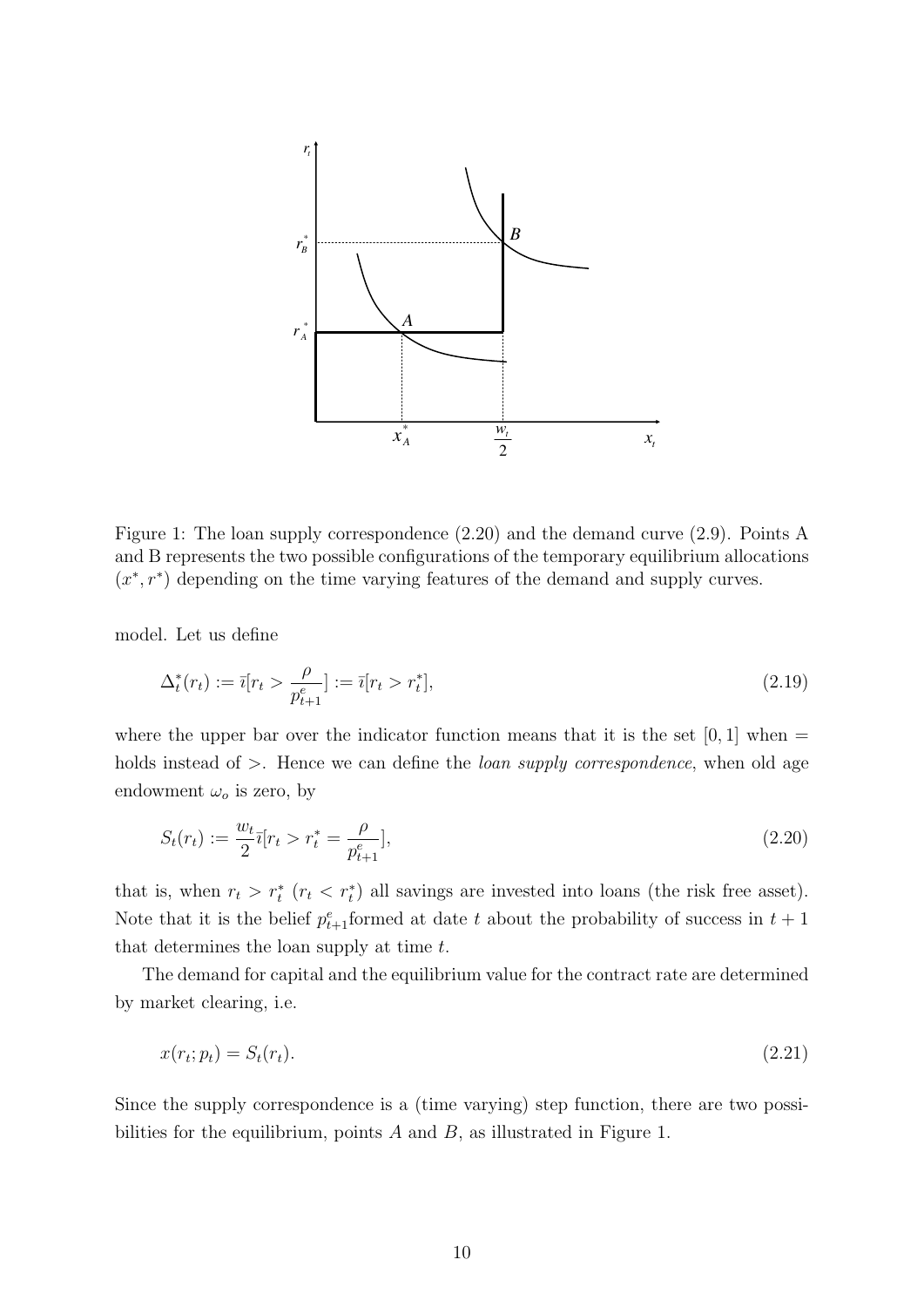Figure 1: The loan supply correspondence (2.20) and the demand curve (2.9). Points A and B represents the two possible configurations of the temporary equilibrium allocations $(x^*, r^*)$ depending on the time varying features of the demand and supply curves.

model. Let us define

$$\Delta_t^*(r_t) := \bar{\imath}[r_t > \frac{\rho}{p_{t+1}^e}] := \bar{\imath}[r_t > r_t^*], \tag{2.19}$$

where the upper bar over the indicator function means that it is the set $[0, 1]$ when $=$ holds instead of $>$. Hence we can define the *loan supply correspondence*, when old age endowment $\omega_o$ is zero, by

$$S_t(r_t) := \frac{w_t}{2}\bar{\imath}[r_t > r_t^* = \frac{\rho}{p_{t+1}^e}], \tag{2.20}$$

that is, when $r_t > r_t^*$ ($r_t < r_t^*$) all savings are invested into loans (the risk free asset). Note that it is the belief $p_{t+1}^e$formed at date $t$ about the probability of success in $t + 1$ that determines the loan supply at time $t$.

The demand for capital and the equilibrium value for the contract rate are determined by market clearing, i.e.

$$x(r_t; p_t) = S_t(r_t). \tag{2.21}$$

Since the supply correspondence is a (time varying) step function, there are two possibilities for the equilibrium, points $A$ and $B$, as illustrated in Figure 1.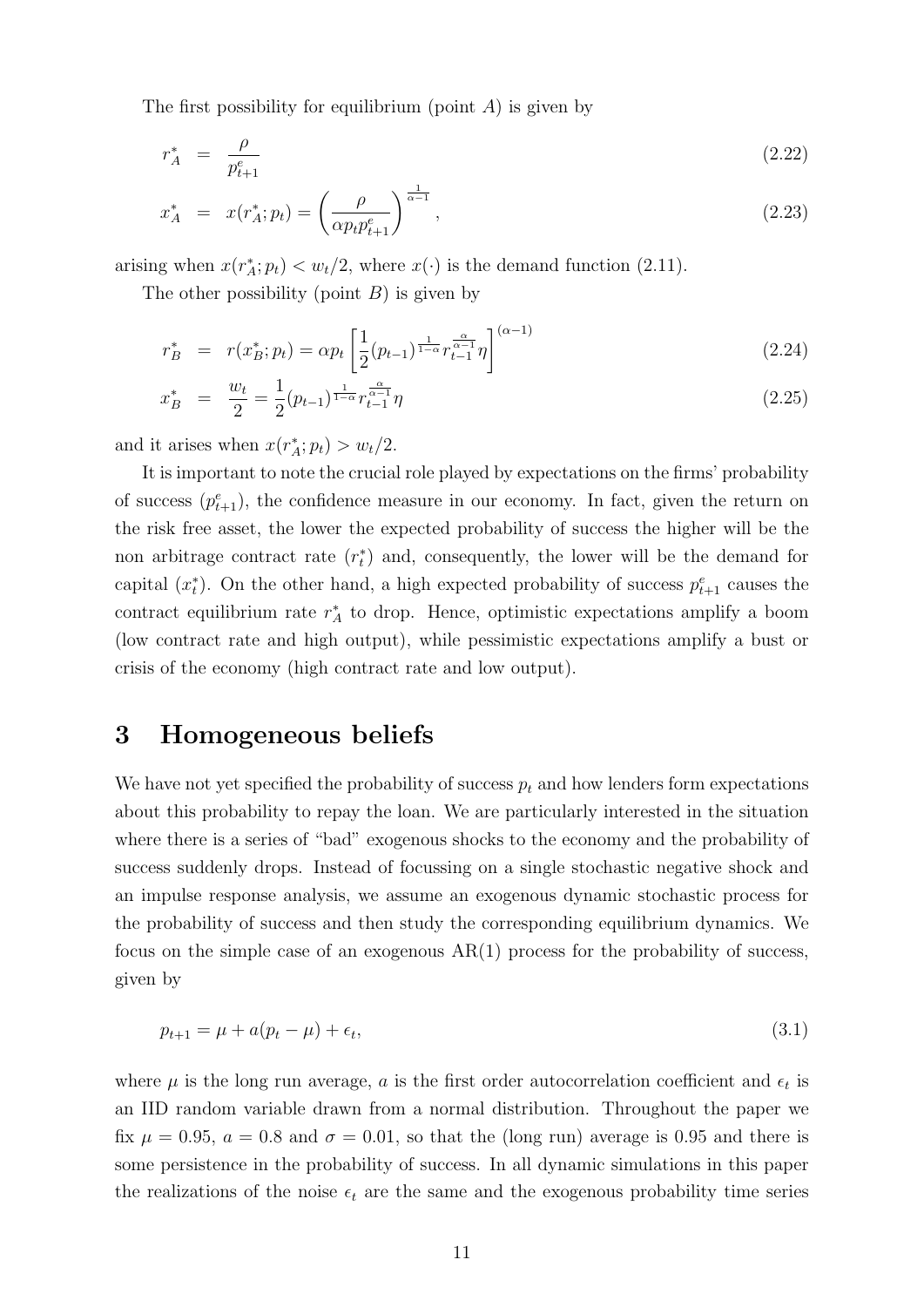The first possibility for equilibrium (point $A$) is given by

$$r_A^* = \frac{\rho}{p_{t+1}^e} \tag{2.22}$$

$$x_A^* = x(r_A^*; p_t) = \left(\frac{\rho}{\alpha p_t p_{t+1}^e}\right)^{\frac{1}{\alpha-1}}, \tag{2.23}$$

arising when $x(r_A^*; p_t) < w_t/2$, where $x(\cdot)$ is the demand function (2.11).

The other possibility (point $B$) is given by

$$r_B^* = r(x_B^*; p_t) = \alpha p_t \left[\frac{1}{2}(p_{t-1})^{\frac{1}{1-\alpha}} r_{t-1}^{\frac{\alpha}{\alpha-1}} \eta\right]^{(\alpha-1)} \tag{2.24}$$

$$x_B^* = \frac{w_t}{2} = \frac{1}{2}(p_{t-1})^{\frac{1}{1-\alpha}} r_{t-1}^{\frac{\alpha}{\alpha-1}} \eta \tag{2.25}$$

and it arises when $x(r_A^*; p_t) > w_t/2$.

It is important to note the crucial role played by expectations on the firms' probability of success ($p_{t+1}^e$), the confidence measure in our economy. In fact, given the return on the risk free asset, the lower the expected probability of success the higher will be the non arbitrage contract rate ($r_t^*$) and, consequently, the lower will be the demand for capital ($x_t^*$). On the other hand, a high expected probability of success $p_{t+1}^e$ causes the contract equilibrium rate $r_A^*$ to drop. Hence, optimistic expectations amplify a boom (low contract rate and high output), while pessimistic expectations amplify a bust or crisis of the economy (high contract rate and low output).

# 3 Homogeneous beliefs

We have not yet specified the probability of success $p_t$ and how lenders form expectations about this probability to repay the loan. We are particularly interested in the situation where there is a series of "bad" exogenous shocks to the economy and the probability of success suddenly drops. Instead of focussing on a single stochastic negative shock and an impulse response analysis, we assume an exogenous dynamic stochastic process for the probability of success and then study the corresponding equilibrium dynamics. We focus on the simple case of an exogenous AR(1) process for the probability of success, given by

$$p_{t+1} = \mu + a(p_t - \mu) + \epsilon_t, \tag{3.1}$$

where $\mu$ is the long run average, $a$ is the first order autocorrelation coefficient and $\epsilon_t$ is an IID random variable drawn from a normal distribution. Throughout the paper we fix $\mu = 0.95$, $a = 0.8$ and $\sigma = 0.01$, so that the (long run) average is 0.95 and there is some persistence in the probability of success. In all dynamic simulations in this paper the realizations of the noise $\epsilon_t$ are the same and the exogenous probability time series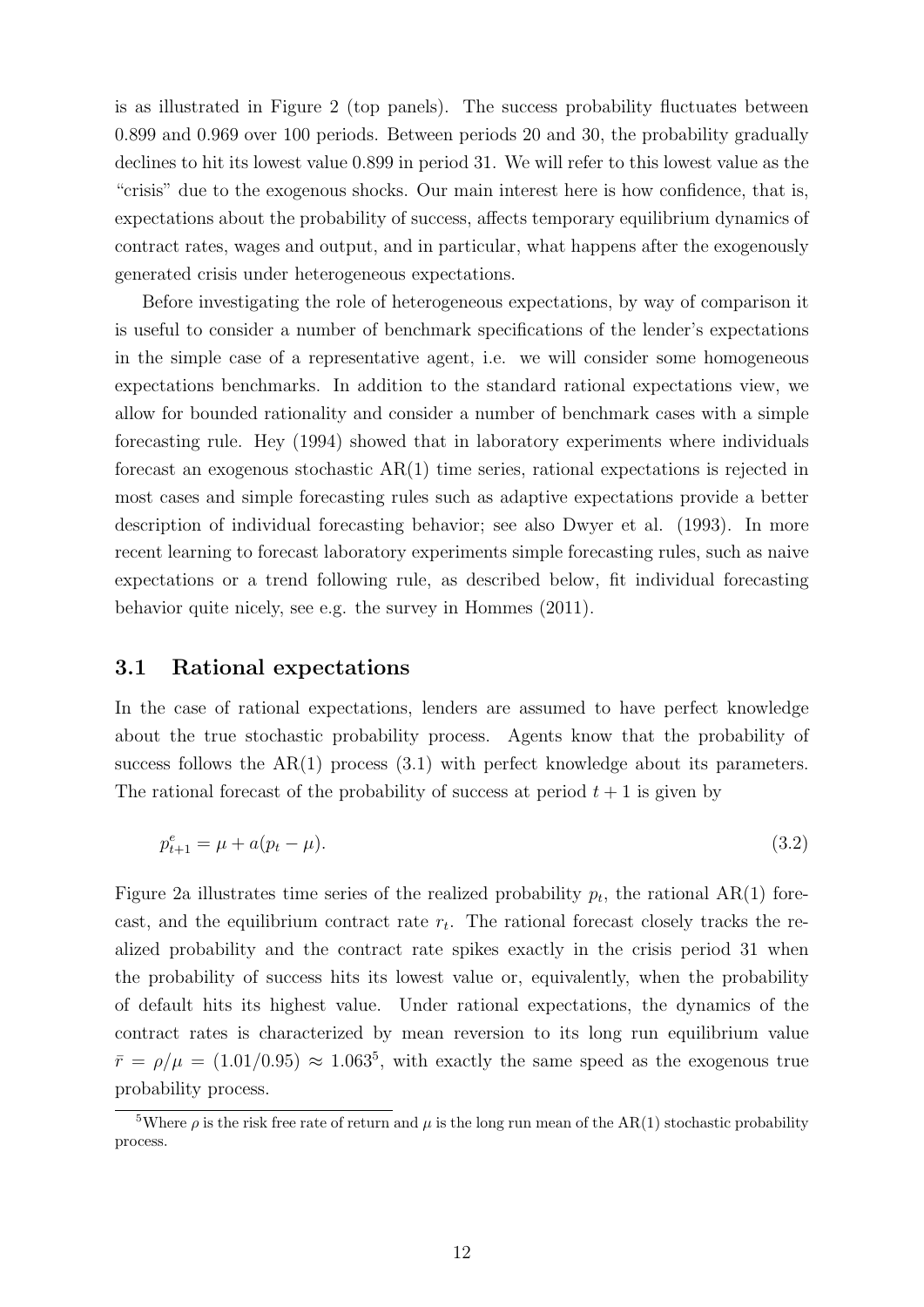is as illustrated in Figure 2 (top panels). The success probability fluctuates between 0.899 and 0.969 over 100 periods. Between periods 20 and 30, the probability gradually declines to hit its lowest value 0.899 in period 31. We will refer to this lowest value as the "crisis" due to the exogenous shocks. Our main interest here is how confidence, that is, expectations about the probability of success, affects temporary equilibrium dynamics of contract rates, wages and output, and in particular, what happens after the exogenously generated crisis under heterogeneous expectations.

Before investigating the role of heterogeneous expectations, by way of comparison it is useful to consider a number of benchmark specifications of the lender's expectations in the simple case of a representative agent, i.e. we will consider some homogeneous expectations benchmarks. In addition to the standard rational expectations view, we allow for bounded rationality and consider a number of benchmark cases with a simple forecasting rule. Hey (1994) showed that in laboratory experiments where individuals forecast an exogenous stochastic AR(1) time series, rational expectations is rejected in most cases and simple forecasting rules such as adaptive expectations provide a better description of individual forecasting behavior; see also Dwyer et al. (1993). In more recent learning to forecast laboratory experiments simple forecasting rules, such as naive expectations or a trend following rule, as described below, fit individual forecasting behavior quite nicely, see e.g. the survey in Hommes (2011).

## 3.1 Rational expectations

In the case of rational expectations, lenders are assumed to have perfect knowledge about the true stochastic probability process. Agents know that the probability of success follows the AR(1) process (3.1) with perfect knowledge about its parameters. The rational forecast of the probability of success at period $t+1$ is given by

$$p^e_{t+1} = \mu + a(p_t - \mu). \tag{3.2}$$

Figure 2a illustrates time series of the realized probability $p_t$, the rational AR(1) forecast, and the equilibrium contract rate $r_t$. The rational forecast closely tracks the realized probability and the contract rate spikes exactly in the crisis period 31 when the probability of success hits its lowest value or, equivalently, when the probability of default hits its highest value. Under rational expectations, the dynamics of the contract rates is characterized by mean reversion to its long run equilibrium value $\bar{r} = \rho/\mu = (1.01/0.95) \approx 1.063$[5], with exactly the same speed as the exogenous true probability process.

[5]Where $\rho$ is the risk free rate of return and $\mu$ is the long run mean of the AR(1) stochastic probability process.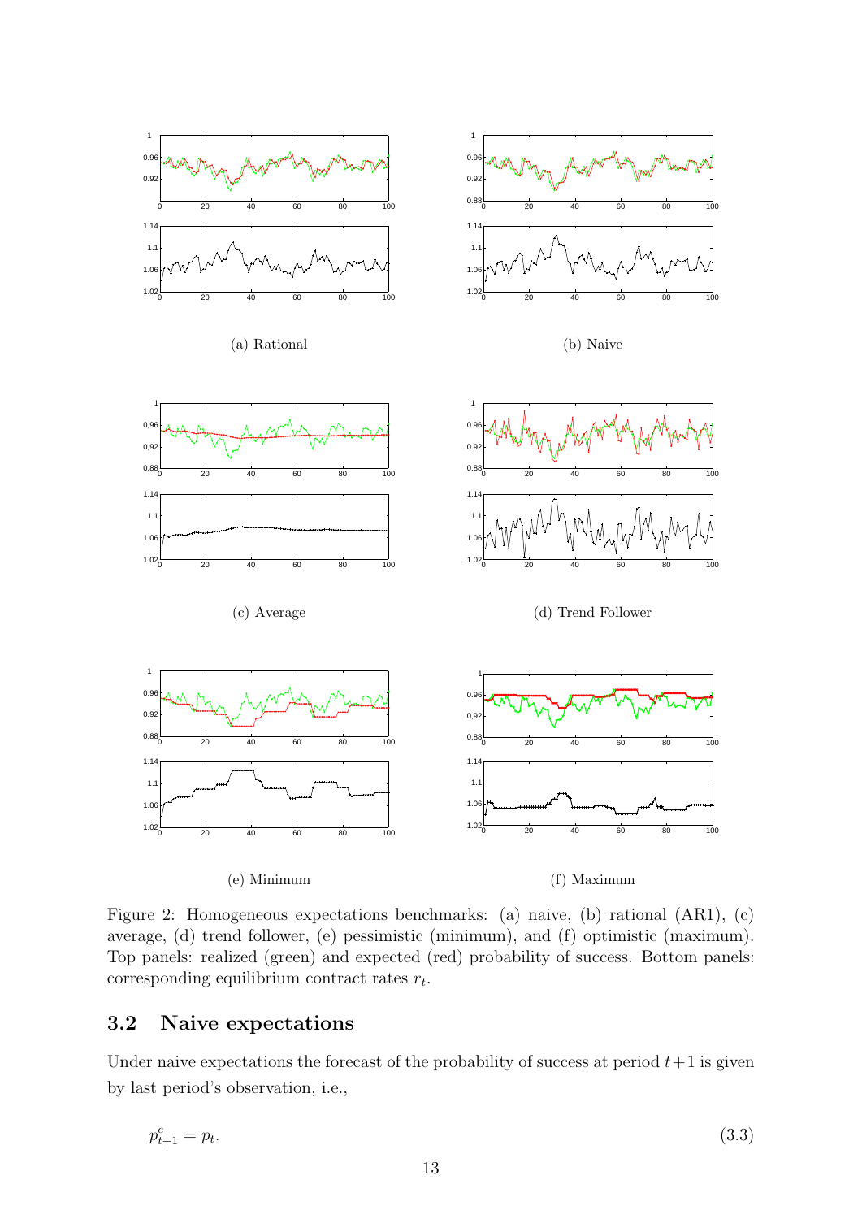(a) Rational

(b) Naive

(c) Average

(d) Trend Follower

(e) Minimum

(f) Maximum

Figure 2: Homogeneous expectations benchmarks: (a) naive, (b) rational (AR1), (c) average, (d) trend follower, (e) pessimistic (minimum), and (f) optimistic (maximum). Top panels: realized (green) and expected (red) probability of success. Bottom panels: corresponding equilibrium contract rates $r_t$.

### 3.2 Naive expectations

Under naive expectations the forecast of the probability of success at period $t+1$ is given by last period's observation, i.e.,

$$p^e_{t+1} = p_t. \tag{3.3}$$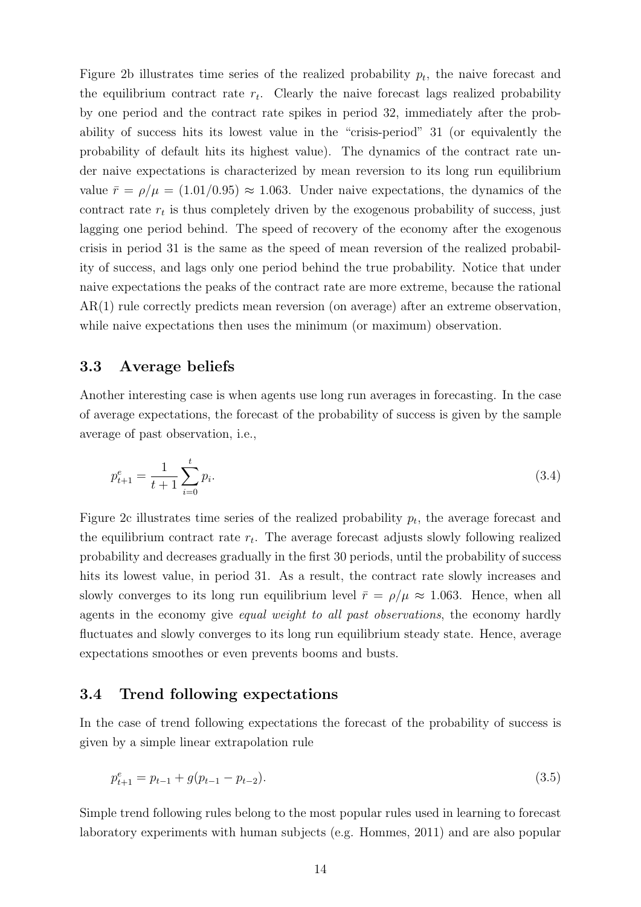Figure 2b illustrates time series of the realized probability $p_t$, the naive forecast and the equilibrium contract rate $r_t$. Clearly the naive forecast lags realized probability by one period and the contract rate spikes in period 32, immediately after the probability of success hits its lowest value in the "crisis-period" 31 (or equivalently the probability of default hits its highest value). The dynamics of the contract rate under naive expectations is characterized by mean reversion to its long run equilibrium value $\bar{r} = \rho/\mu = (1.01/0.95) \approx 1.063$. Under naive expectations, the dynamics of the contract rate $r_t$ is thus completely driven by the exogenous probability of success, just lagging one period behind. The speed of recovery of the economy after the exogenous crisis in period 31 is the same as the speed of mean reversion of the realized probability of success, and lags only one period behind the true probability. Notice that under naive expectations the peaks of the contract rate are more extreme, because the rational AR(1) rule correctly predicts mean reversion (on average) after an extreme observation, while naive expectations then uses the minimum (or maximum) observation.

### 3.3 Average beliefs

Another interesting case is when agents use long run averages in forecasting. In the case of average expectations, the forecast of the probability of success is given by the sample average of past observation, i.e.,

$$p_{t+1}^e = \frac{1}{t+1} \sum_{i=0}^{t} p_i. \tag{3.4}$$

Figure 2c illustrates time series of the realized probability $p_t$, the average forecast and the equilibrium contract rate $r_t$. The average forecast adjusts slowly following realized probability and decreases gradually in the first 30 periods, until the probability of success hits its lowest value, in period 31. As a result, the contract rate slowly increases and slowly converges to its long run equilibrium level $\bar{r} = \rho/\mu \approx 1.063$. Hence, when all agents in the economy give *equal weight to all past observations*, the economy hardly fluctuates and slowly converges to its long run equilibrium steady state. Hence, average expectations smoothes or even prevents booms and busts.

### 3.4 Trend following expectations

In the case of trend following expectations the forecast of the probability of success is given by a simple linear extrapolation rule

$$p_{t+1}^e = p_{t-1} + g(p_{t-1} - p_{t-2}). \tag{3.5}$$

Simple trend following rules belong to the most popular rules used in learning to forecast laboratory experiments with human subjects (e.g. Hommes, 2011) and are also popular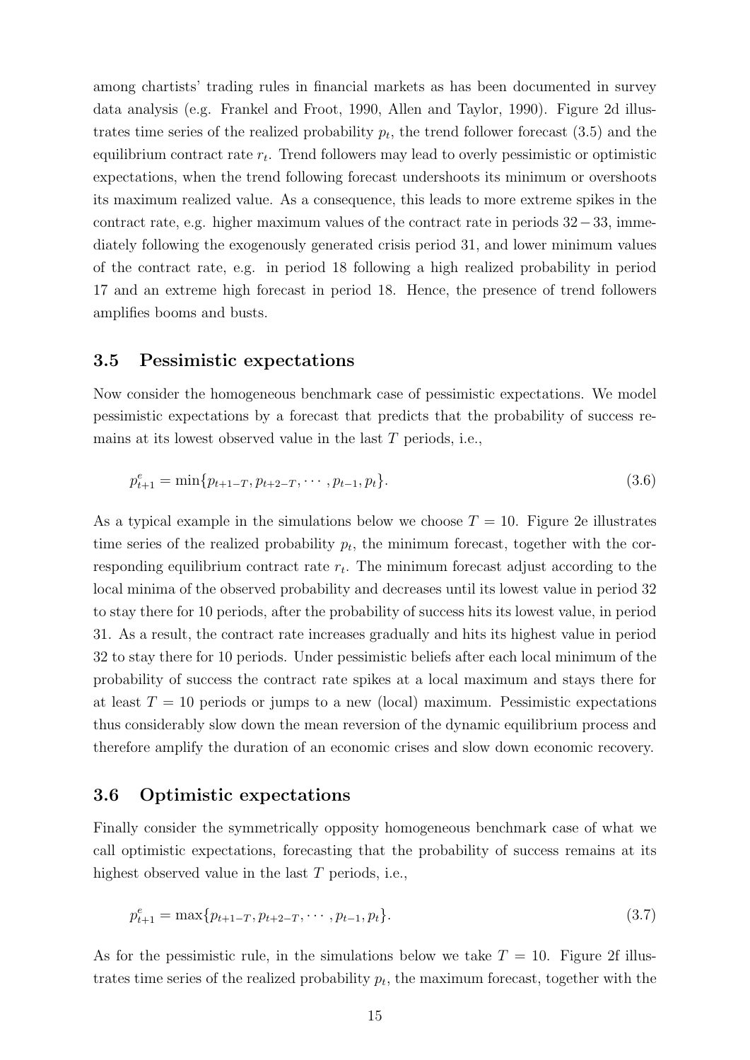among chartists' trading rules in financial markets as has been documented in survey data analysis (e.g. Frankel and Froot, 1990, Allen and Taylor, 1990). Figure 2d illustrates time series of the realized probability $p_t$, the trend follower forecast (3.5) and the equilibrium contract rate $r_t$. Trend followers may lead to overly pessimistic or optimistic expectations, when the trend following forecast undershoots its minimum or overshoots its maximum realized value. As a consequence, this leads to more extreme spikes in the contract rate, e.g. higher maximum values of the contract rate in periods $32-33$, immediately following the exogenously generated crisis period 31, and lower minimum values of the contract rate, e.g. in period 18 following a high realized probability in period 17 and an extreme high forecast in period 18. Hence, the presence of trend followers amplifies booms and busts.

### 3.5 Pessimistic expectations

Now consider the homogeneous benchmark case of pessimistic expectations. We model pessimistic expectations by a forecast that predicts that the probability of success remains at its lowest observed value in the last $T$ periods, i.e.,

$$p^e_{t+1} = \min\{p_{t+1-T}, p_{t+2-T}, \cdots, p_{t-1}, p_t\}. \tag{3.6}$$

As a typical example in the simulations below we choose $T = 10$. Figure 2e illustrates time series of the realized probability $p_t$, the minimum forecast, together with the corresponding equilibrium contract rate $r_t$. The minimum forecast adjust according to the local minima of the observed probability and decreases until its lowest value in period 32 to stay there for 10 periods, after the probability of success hits its lowest value, in period 31. As a result, the contract rate increases gradually and hits its highest value in period 32 to stay there for 10 periods. Under pessimistic beliefs after each local minimum of the probability of success the contract rate spikes at a local maximum and stays there for at least $T = 10$ periods or jumps to a new (local) maximum. Pessimistic expectations thus considerably slow down the mean reversion of the dynamic equilibrium process and therefore amplify the duration of an economic crises and slow down economic recovery.

### 3.6 Optimistic expectations

Finally consider the symmetrically opposity homogeneous benchmark case of what we call optimistic expectations, forecasting that the probability of success remains at its highest observed value in the last $T$ periods, i.e.,

$$p^e_{t+1} = \max\{p_{t+1-T}, p_{t+2-T}, \cdots, p_{t-1}, p_t\}. \tag{3.7}$$

As for the pessimistic rule, in the simulations below we take $T = 10$. Figure 2f illustrates time series of the realized probability $p_t$, the maximum forecast, together with the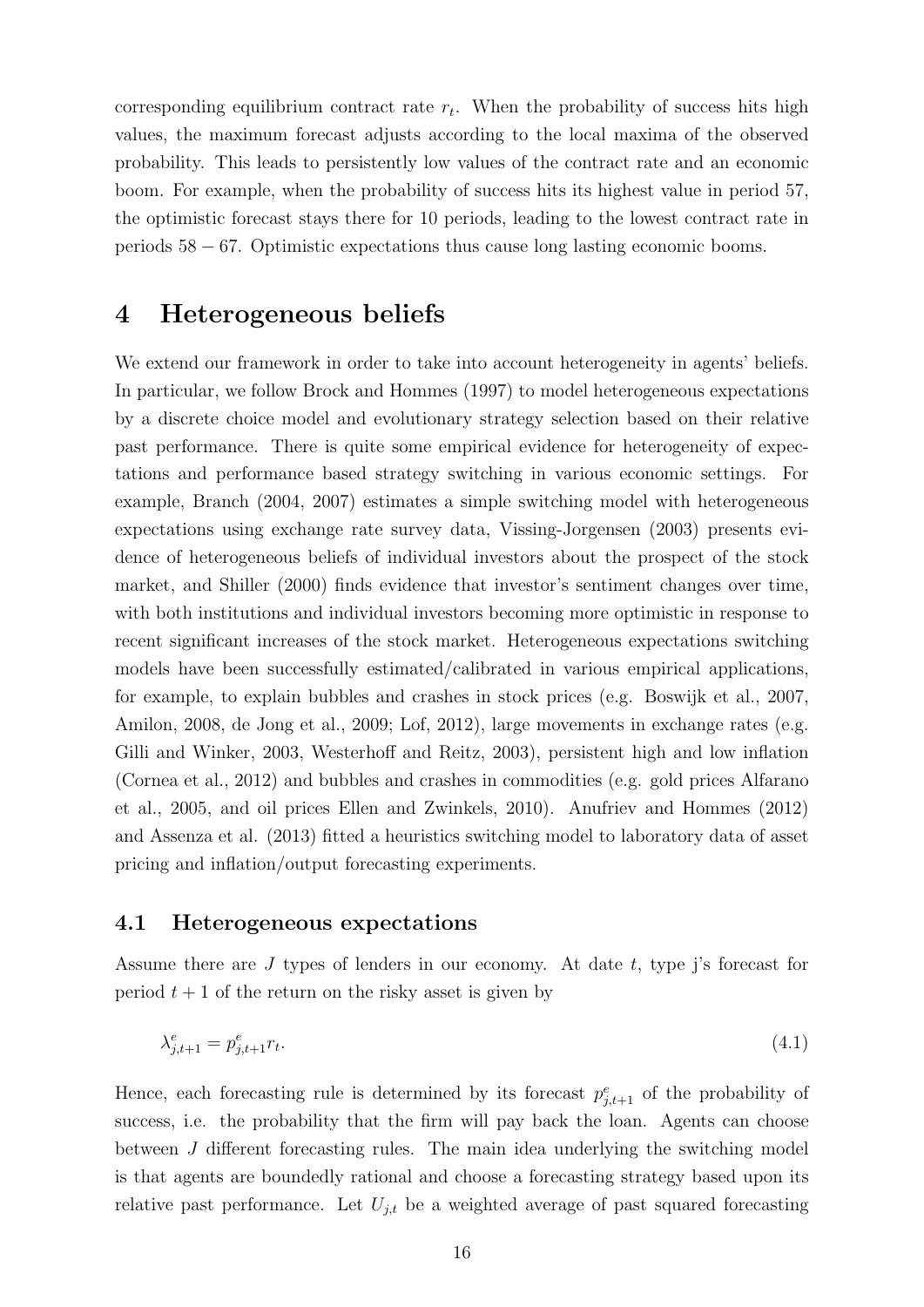corresponding equilibrium contract rate $r_t$. When the probability of success hits high values, the maximum forecast adjusts according to the local maxima of the observed probability. This leads to persistently low values of the contract rate and an economic boom. For example, when the probability of success hits its highest value in period 57, the optimistic forecast stays there for 10 periods, leading to the lowest contract rate in periods $58 - 67$. Optimistic expectations thus cause long lasting economic booms.

# 4 Heterogeneous beliefs

We extend our framework in order to take into account heterogeneity in agents' beliefs. In particular, we follow Brock and Hommes (1997) to model heterogeneous expectations by a discrete choice model and evolutionary strategy selection based on their relative past performance. There is quite some empirical evidence for heterogeneity of expectations and performance based strategy switching in various economic settings. For example, Branch (2004, 2007) estimates a simple switching model with heterogeneous expectations using exchange rate survey data, Vissing-Jorgensen (2003) presents evidence of heterogeneous beliefs of individual investors about the prospect of the stock market, and Shiller (2000) finds evidence that investor's sentiment changes over time, with both institutions and individual investors becoming more optimistic in response to recent significant increases of the stock market. Heterogeneous expectations switching models have been successfully estimated/calibrated in various empirical applications, for example, to explain bubbles and crashes in stock prices (e.g. Boswijk et al., 2007, Amilon, 2008, de Jong et al., 2009; Lof, 2012), large movements in exchange rates (e.g. Gilli and Winker, 2003, Westerhoff and Reitz, 2003), persistent high and low inflation (Cornea et al., 2012) and bubbles and crashes in commodities (e.g. gold prices Alfarano et al., 2005, and oil prices Ellen and Zwinkels, 2010). Anufriev and Hommes (2012) and Assenza et al. (2013) fitted a heuristics switching model to laboratory data of asset pricing and inflation/output forecasting experiments.

## 4.1 Heterogeneous expectations

Assume there are $J$ types of lenders in our economy. At date $t$, type j's forecast for period $t+1$ of the return on the risky asset is given by

$$\lambda^e_{j,t+1} = p^e_{j,t+1} r_t. \tag{4.1}$$

Hence, each forecasting rule is determined by its forecast $p^e_{j,t+1}$ of the probability of success, i.e. the probability that the firm will pay back the loan. Agents can choose between $J$ different forecasting rules. The main idea underlying the switching model is that agents are boundedly rational and choose a forecasting strategy based upon its relative past performance. Let $U_{j,t}$ be a weighted average of past squared forecasting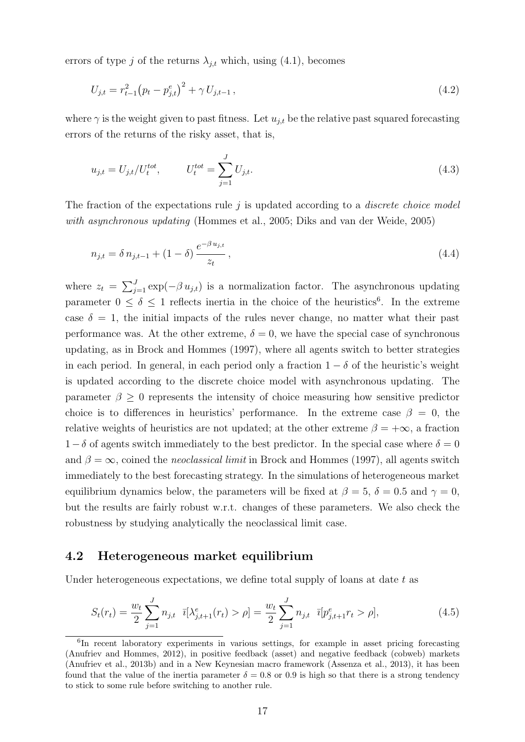errors of type $j$ of the returns $\lambda_{j,t}$ which, using (4.1), becomes

$$U_{j,t} = r_{t-1}^2 \big(p_t - p_{j,t}^e\big)^2 + \gamma \, U_{j,t-1} \,, \tag{4.2}$$

where $\gamma$ is the weight given to past fitness. Let $u_{j,t}$ be the relative past squared forecasting errors of the returns of the risky asset, that is,

$$u_{j,t} = U_{j,t}/U_t^{tot}, \qquad U_t^{tot} = \sum_{j=1}^{J} U_{j,t}. \tag{4.3}$$

The fraction of the expectations rule $j$ is updated according to a *discrete choice model with asynchronous updating* (Hommes et al., 2005; Diks and van der Weide, 2005)

$$n_{j,t} = \delta \, n_{j,t-1} + (1-\delta) \, \frac{e^{-\beta \, u_{j,t}}}{z_t} \,, \tag{4.4}$$

where $z_t = \sum_{j=1}^{J} \exp(-\beta \, u_{j,t})$ is a normalization factor. The asynchronous updating parameter $0 \leq \delta \leq 1$ reflects inertia in the choice of the heuristics[6]. In the extreme case $\delta = 1$, the initial impacts of the rules never change, no matter what their past performance was. At the other extreme, $\delta = 0$, we have the special case of synchronous updating, as in Brock and Hommes (1997), where all agents switch to better strategies in each period. In general, in each period only a fraction $1 - \delta$ of the heuristic's weight is updated according to the discrete choice model with asynchronous updating. The parameter $\beta \geq 0$ represents the intensity of choice measuring how sensitive predictor choice is to differences in heuristics' performance. In the extreme case $\beta = 0$, the relative weights of heuristics are not updated; at the other extreme $\beta = +\infty$, a fraction $1 - \delta$ of agents switch immediately to the best predictor. In the special case where $\delta = 0$ and $\beta = \infty$, coined the *neoclassical limit* in Brock and Hommes (1997), all agents switch immediately to the best forecasting strategy. In the simulations of heterogeneous market equilibrium dynamics below, the parameters will be fixed at $\beta = 5$, $\delta = 0.5$ and $\gamma = 0$, but the results are fairly robust w.r.t. changes of these parameters. We also check the robustness by studying analytically the neoclassical limit case.

## 4.2 Heterogeneous market equilibrium

Under heterogeneous expectations, we define total supply of loans at date $t$ as

$$S_t(r_t) = \frac{w_t}{2} \sum_{j=1}^{J} n_{j,t} \;\; \bar{\imath}[\lambda_{j,t+1}^e(r_t) > \rho] = \frac{w_t}{2} \sum_{j=1}^{J} n_{j,t} \;\; \bar{\imath}[p_{j,t+1}^e r_t > \rho], \tag{4.5}$$

[6] In recent laboratory experiments in various settings, for example in asset pricing forecasting (Anufriev and Hommes, 2012), in positive feedback (asset) and negative feedback (cobweb) markets (Anufriev et al., 2013b) and in a New Keynesian macro framework (Assenza et al., 2013), it has been found that the value of the inertia parameter $\delta = 0.8$ or $0.9$ is high so that there is a strong tendency to stick to some rule before switching to another rule.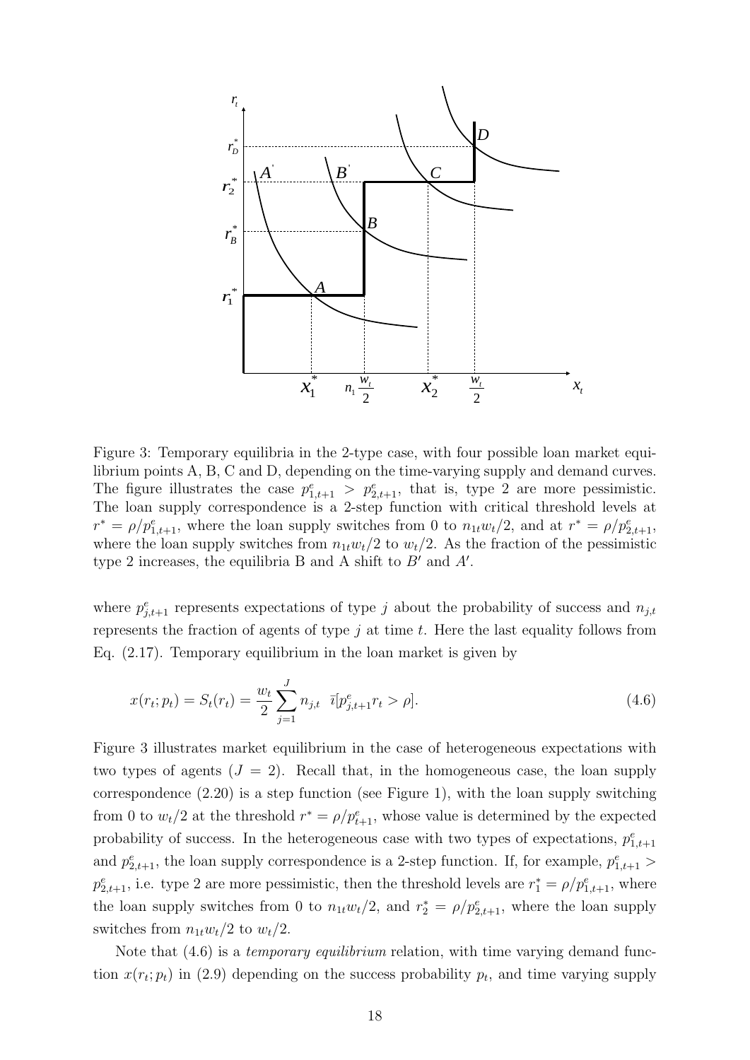Figure 3: Temporary equilibria in the 2-type case, with four possible loan market equilibrium points A, B, C and D, depending on the time-varying supply and demand curves. The figure illustrates the case $p^e_{1,t+1} > p^e_{2,t+1}$, that is, type 2 are more pessimistic. The loan supply correspondence is a 2-step function with critical threshold levels at $r^* = \rho/p^e_{1,t+1}$, where the loan supply switches from 0 to $n_{1t}w_t/2$, and at $r^* = \rho/p^e_{2,t+1}$, where the loan supply switches from $n_{1t}w_t/2$ to $w_t/2$. As the fraction of the pessimistic type 2 increases, the equilibria B and A shift to $B'$ and $A'$.

where $p^e_{j,t+1}$ represents expectations of type $j$ about the probability of success and $n_{j,t}$ represents the fraction of agents of type $j$ at time $t$. Here the last equality follows from Eq. (2.17). Temporary equilibrium in the loan market is given by

$$x(r_t; p_t) = S_t(r_t) = \frac{w_t}{2} \sum_{j=1}^{J} n_{j,t} \ \ \bar{\imath}[p^e_{j,t+1} r_t > \rho]. \tag{4.6}$$

Figure 3 illustrates market equilibrium in the case of heterogeneous expectations with two types of agents ($J = 2$). Recall that, in the homogeneous case, the loan supply correspondence (2.20) is a step function (see Figure 1), with the loan supply switching from 0 to $w_t/2$ at the threshold $r^* = \rho/p^e_{t+1}$, whose value is determined by the expected probability of success. In the heterogeneous case with two types of expectations, $p^e_{1,t+1}$ and $p^e_{2,t+1}$, the loan supply correspondence is a 2-step function. If, for example, $p^e_{1,t+1} > p^e_{2,t+1}$, i.e. type 2 are more pessimistic, then the threshold levels are $r^*_1 = \rho/p^e_{1,t+1}$, where the loan supply switches from 0 to $n_{1t}w_t/2$, and $r^*_2 = \rho/p^e_{2,t+1}$, where the loan supply switches from $n_{1t}w_t/2$ to $w_t/2$.

Note that (4.6) is a *temporary equilibrium* relation, with time varying demand function $x(r_t; p_t)$ in (2.9) depending on the success probability $p_t$, and time varying supply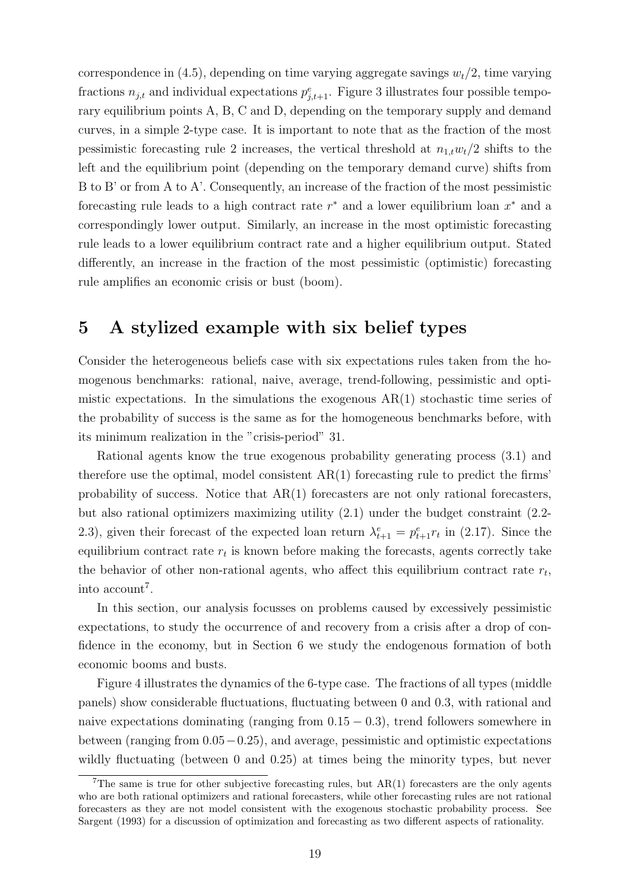correspondence in (4.5), depending on time varying aggregate savings $w_t/2$, time varying fractions $n_{j,t}$ and individual expectations $p^e_{j,t+1}$. Figure 3 illustrates four possible temporary equilibrium points A, B, C and D, depending on the temporary supply and demand curves, in a simple 2-type case. It is important to note that as the fraction of the most pessimistic forecasting rule 2 increases, the vertical threshold at $n_{1,t}w_t/2$ shifts to the left and the equilibrium point (depending on the temporary demand curve) shifts from B to B' or from A to A'. Consequently, an increase of the fraction of the most pessimistic forecasting rule leads to a high contract rate $r^*$ and a lower equilibrium loan $x^*$ and a correspondingly lower output. Similarly, an increase in the most optimistic forecasting rule leads to a lower equilibrium contract rate and a higher equilibrium output. Stated differently, an increase in the fraction of the most pessimistic (optimistic) forecasting rule amplifies an economic crisis or bust (boom).

# 5 A stylized example with six belief types

Consider the heterogeneous beliefs case with six expectations rules taken from the homogenous benchmarks: rational, naive, average, trend-following, pessimistic and optimistic expectations. In the simulations the exogenous AR(1) stochastic time series of the probability of success is the same as for the homogeneous benchmarks before, with its minimum realization in the "crisis-period" 31.

Rational agents know the true exogenous probability generating process (3.1) and therefore use the optimal, model consistent AR(1) forecasting rule to predict the firms' probability of success. Notice that AR(1) forecasters are not only rational forecasters, but also rational optimizers maximizing utility (2.1) under the budget constraint (2.2-2.3), given their forecast of the expected loan return $\lambda^e_{t+1} = p^e_{t+1}r_t$ in (2.17). Since the equilibrium contract rate $r_t$ is known before making the forecasts, agents correctly take the behavior of other non-rational agents, who affect this equilibrium contract rate $r_t$, into account[7].

In this section, our analysis focusses on problems caused by excessively pessimistic expectations, to study the occurrence of and recovery from a crisis after a drop of confidence in the economy, but in Section 6 we study the endogenous formation of both economic booms and busts.

Figure 4 illustrates the dynamics of the 6-type case. The fractions of all types (middle panels) show considerable fluctuations, fluctuating between 0 and 0.3, with rational and naive expectations dominating (ranging from $0.15 - 0.3$), trend followers somewhere in between (ranging from $0.05 - 0.25$), and average, pessimistic and optimistic expectations wildly fluctuating (between 0 and 0.25) at times being the minority types, but never

[7] The same is true for other subjective forecasting rules, but AR(1) forecasters are the only agents who are both rational optimizers and rational forecasters, while other forecasting rules are not rational forecasters as they are not model consistent with the exogenous stochastic probability process. See Sargent (1993) for a discussion of optimization and forecasting as two different aspects of rationality.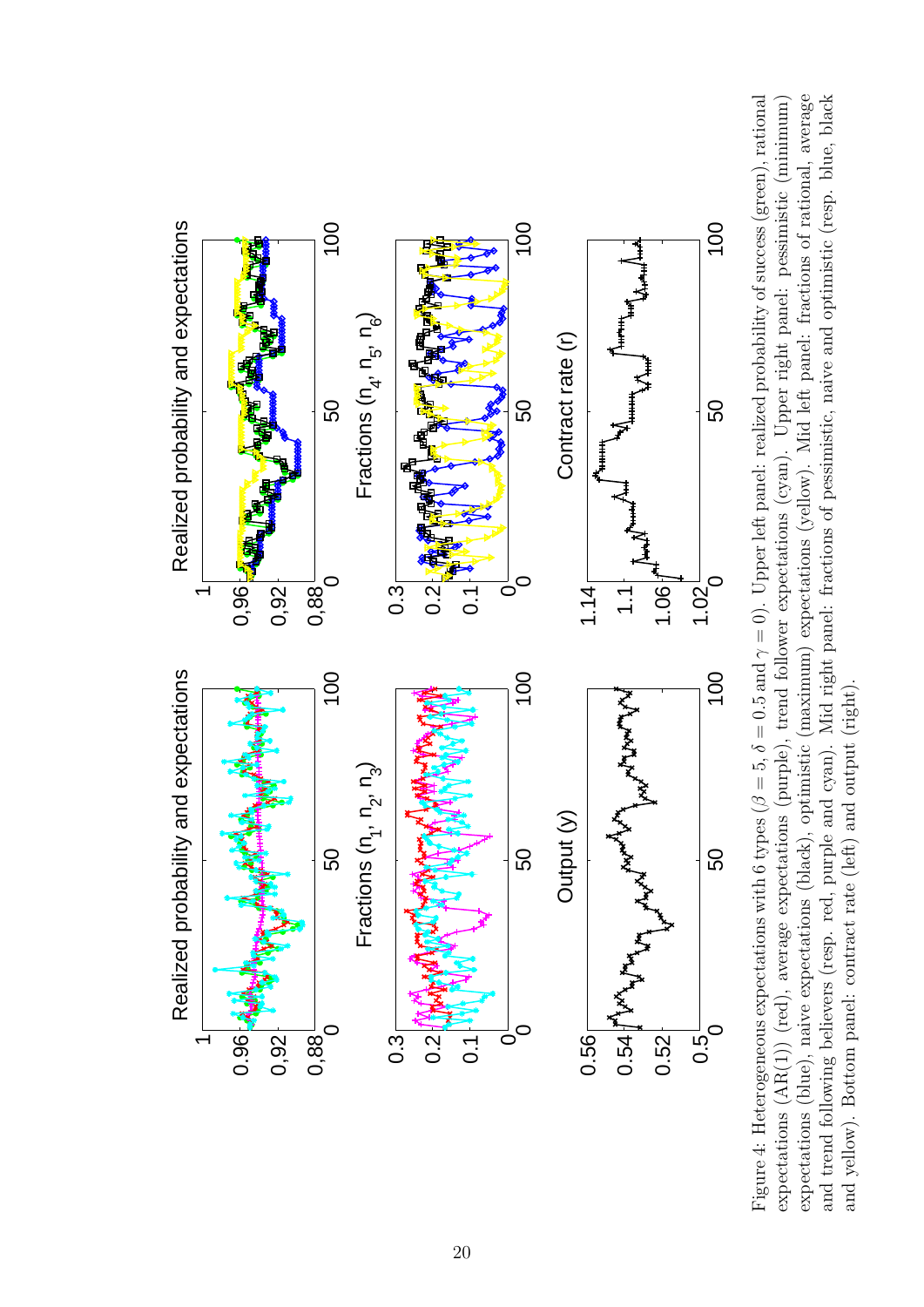Figure 4: Heterogeneous expectations with 6 types ($\beta = 5$, $\delta = 0.5$ and $\gamma = 0$). Upper left panel: realized probability of success (green), rational expectations (AR(1)) (red), average expectations (purple), trend follower expectations (cyan). Upper right panel: pessimistic (minimum) expectations (blue), naive expectations (black), optimistic (maximum) expectations (yellow). Mid left panel: fractions of rational, average and trend following believers (resp. red, purple and cyan). Mid right panel: fractions of pessimistic, naive and optimistic (resp. blue, black and yellow). Bottom panel: contract rate (left) and output (right).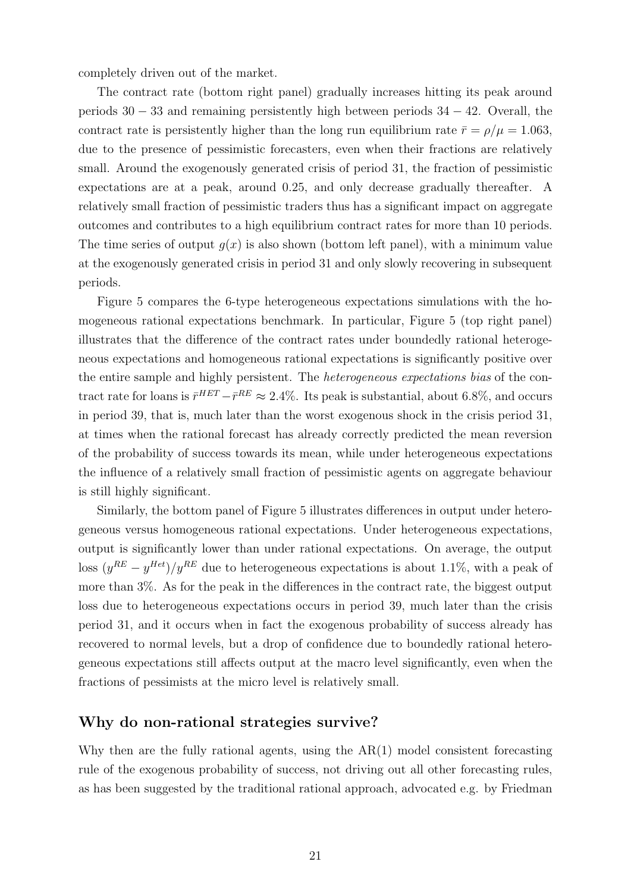completely driven out of the market.

The contract rate (bottom right panel) gradually increases hitting its peak around periods $30-33$ and remaining persistently high between periods $34-42$. Overall, the contract rate is persistently higher than the long run equilibrium rate $\bar{r} = \rho/\mu = 1.063$, due to the presence of pessimistic forecasters, even when their fractions are relatively small. Around the exogenously generated crisis of period 31, the fraction of pessimistic expectations are at a peak, around 0.25, and only decrease gradually thereafter. A relatively small fraction of pessimistic traders thus has a significant impact on aggregate outcomes and contributes to a high equilibrium contract rates for more than 10 periods. The time series of output $g(x)$ is also shown (bottom left panel), with a minimum value at the exogenously generated crisis in period 31 and only slowly recovering in subsequent periods.

Figure 5 compares the 6-type heterogeneous expectations simulations with the homogeneous rational expectations benchmark. In particular, Figure 5 (top right panel) illustrates that the difference of the contract rates under boundedly rational heterogeneous expectations and homogeneous rational expectations is significantly positive over the entire sample and highly persistent. The *heterogeneous expectations bias* of the contract rate for loans is $\bar{r}^{HET} - \bar{r}^{RE} \approx 2.4\%$. Its peak is substantial, about 6.8%, and occurs in period 39, that is, much later than the worst exogenous shock in the crisis period 31, at times when the rational forecast has already correctly predicted the mean reversion of the probability of success towards its mean, while under heterogeneous expectations the influence of a relatively small fraction of pessimistic agents on aggregate behaviour is still highly significant.

Similarly, the bottom panel of Figure 5 illustrates differences in output under heterogeneous versus homogeneous rational expectations. Under heterogeneous expectations, output is significantly lower than under rational expectations. On average, the output loss $(y^{RE} - y^{Het})/y^{RE}$ due to heterogeneous expectations is about 1.1%, with a peak of more than 3%. As for the peak in the differences in the contract rate, the biggest output loss due to heterogeneous expectations occurs in period 39, much later than the crisis period 31, and it occurs when in fact the exogenous probability of success already has recovered to normal levels, but a drop of confidence due to boundedly rational heterogeneous expectations still affects output at the macro level significantly, even when the fractions of pessimists at the micro level is relatively small.

### Why do non-rational strategies survive?

Why then are the fully rational agents, using the AR(1) model consistent forecasting rule of the exogenous probability of success, not driving out all other forecasting rules, as has been suggested by the traditional rational approach, advocated e.g. by Friedman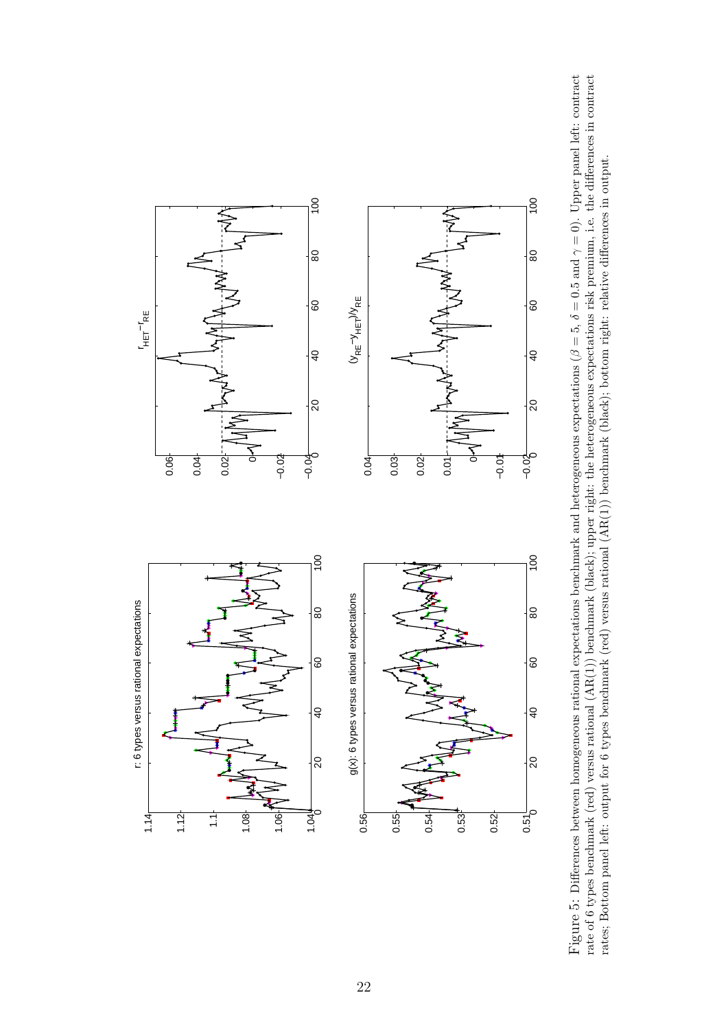Figure 5: Differences between homogeneous rational expectations benchmark and heterogeneous expectations ($\beta = 5$, $\delta = 0.5$ and $\gamma = 0$). Upper panel left: contract rate of 6 types benchmark (red) versus rational (AR(1)) benchmark (black); upper right: the heterogeneous expectations risk premium, i.e. the differences in contract rates; Bottom panel left: output for 6 types benchmark (red) versus rational (AR(1)) benchmark (black); bottom right: relative differences in output.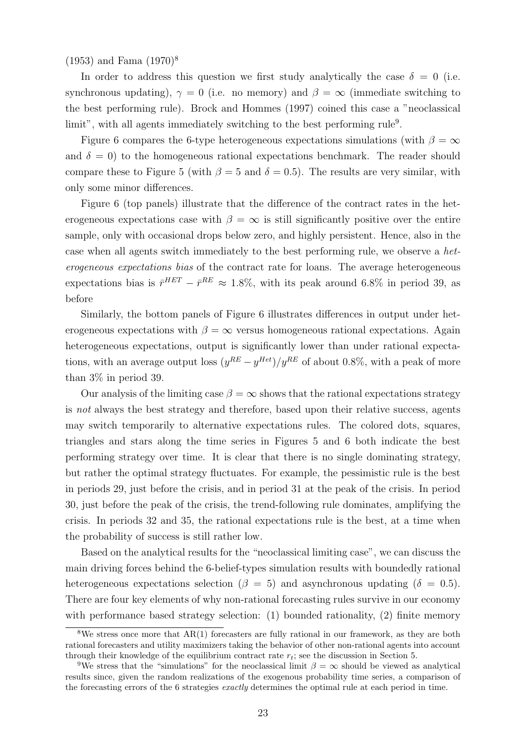(1953) and Fama (1970)[8]

In order to address this question we first study analytically the case $\delta = 0$ (i.e. synchronous updating), $\gamma = 0$ (i.e. no memory) and $\beta = \infty$ (immediate switching to the best performing rule). Brock and Hommes (1997) coined this case a "neoclassical limit", with all agents immediately switching to the best performing rule[9].

Figure 6 compares the 6-type heterogeneous expectations simulations (with $\beta = \infty$ and $\delta = 0$) to the homogeneous rational expectations benchmark. The reader should compare these to Figure 5 (with $\beta = 5$ and $\delta = 0.5$). The results are very similar, with only some minor differences.

Figure 6 (top panels) illustrate that the difference of the contract rates in the heterogeneous expectations case with $\beta = \infty$ is still significantly positive over the entire sample, only with occasional drops below zero, and highly persistent. Hence, also in the case when all agents switch immediately to the best performing rule, we observe a *heterogeneous expectations bias* of the contract rate for loans. The average heterogeneous expectations bias is $\bar{r}^{HET} - \bar{r}^{RE} \approx 1.8\%$, with its peak around 6.8% in period 39, as before

Similarly, the bottom panels of Figure 6 illustrates differences in output under heterogeneous expectations with $\beta = \infty$ versus homogeneous rational expectations. Again heterogeneous expectations, output is significantly lower than under rational expectations, with an average output loss $(y^{RE} - y^{Het})/y^{RE}$ of about 0.8%, with a peak of more than 3% in period 39.

Our analysis of the limiting case $\beta = \infty$ shows that the rational expectations strategy is *not* always the best strategy and therefore, based upon their relative success, agents may switch temporarily to alternative expectations rules. The colored dots, squares, triangles and stars along the time series in Figures 5 and 6 both indicate the best performing strategy over time. It is clear that there is no single dominating strategy, but rather the optimal strategy fluctuates. For example, the pessimistic rule is the best in periods 29, just before the crisis, and in period 31 at the peak of the crisis. In period 30, just before the peak of the crisis, the trend-following rule dominates, amplifying the crisis. In periods 32 and 35, the rational expectations rule is the best, at a time when the probability of success is still rather low.

Based on the analytical results for the "neoclassical limiting case", we can discuss the main driving forces behind the 6-belief-types simulation results with boundedly rational heterogeneous expectations selection ($\beta = 5$) and asynchronous updating ($\delta = 0.5$). There are four key elements of why non-rational forecasting rules survive in our economy with performance based strategy selection: (1) bounded rationality, (2) finite memory

[8]We stress once more that AR(1) forecasters are fully rational in our framework, as they are both rational forecasters and utility maximizers taking the behavior of other non-rational agents into account through their knowledge of the equilibrium contract rate $r_t$; see the discussion in Section 5.

[9]We stress that the "simulations" for the neoclassical limit $\beta = \infty$ should be viewed as analytical results since, given the random realizations of the exogenous probability time series, a comparison of the forecasting errors of the 6 strategies *exactly* determines the optimal rule at each period in time.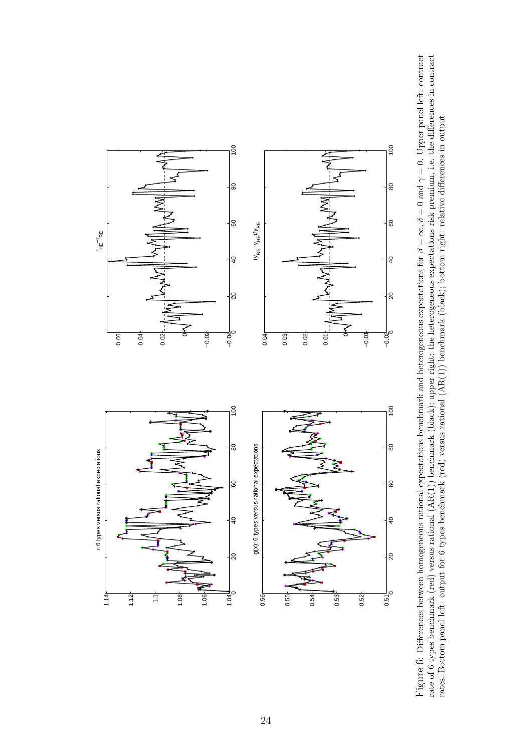Figure 6: Differences between homogeneous rational expectations benchmark and heterogeneous expectations for $\beta = \infty$, $\delta = 0$ and $\gamma = 0$. Upper panel left: contract rate of 6 types benchmark (red) versus rational (AR(1)) benchmark (black); upper right: the heterogeneous expectations risk premium, i.e. the differences in contract rates; Bottom panel left: output for 6 types benchmark (red) versus rational (AR(1)) benchmark (black); bottom right: relative differences in output.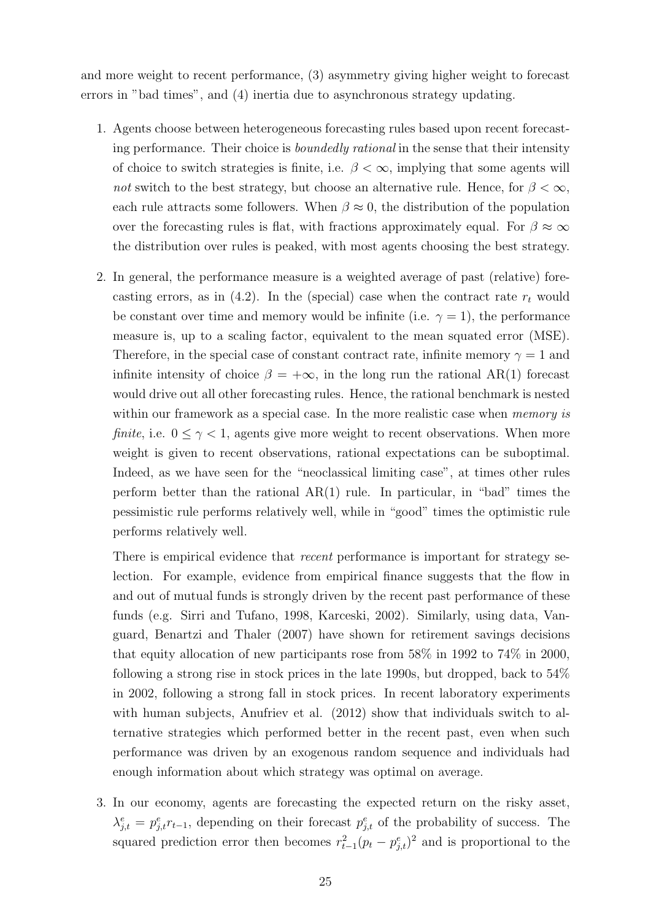and more weight to recent performance, (3) asymmetry giving higher weight to forecast errors in "bad times", and (4) inertia due to asynchronous strategy updating.

1. Agents choose between heterogeneous forecasting rules based upon recent forecasting performance. Their choice is *boundedly rational* in the sense that their intensity of choice to switch strategies is finite, i.e. $\beta < \infty$, implying that some agents will *not* switch to the best strategy, but choose an alternative rule. Hence, for $\beta < \infty$, each rule attracts some followers. When $\beta \approx 0$, the distribution of the population over the forecasting rules is flat, with fractions approximately equal. For $\beta \approx \infty$ the distribution over rules is peaked, with most agents choosing the best strategy.

2. In general, the performance measure is a weighted average of past (relative) forecasting errors, as in (4.2). In the (special) case when the contract rate $r_t$ would be constant over time and memory would be infinite (i.e. $\gamma = 1$), the performance measure is, up to a scaling factor, equivalent to the mean squated error (MSE). Therefore, in the special case of constant contract rate, infinite memory $\gamma = 1$ and infinite intensity of choice $\beta = +\infty$, in the long run the rational AR(1) forecast would drive out all other forecasting rules. Hence, the rational benchmark is nested within our framework as a special case. In the more realistic case when *memory is finite*, i.e. $0 \leq \gamma < 1$, agents give more weight to recent observations. When more weight is given to recent observations, rational expectations can be suboptimal. Indeed, as we have seen for the "neoclassical limiting case", at times other rules perform better than the rational AR(1) rule. In particular, in "bad" times the pessimistic rule performs relatively well, while in "good" times the optimistic rule performs relatively well.

   There is empirical evidence that *recent* performance is important for strategy selection. For example, evidence from empirical finance suggests that the flow in and out of mutual funds is strongly driven by the recent past performance of these funds (e.g. Sirri and Tufano, 1998, Karceski, 2002). Similarly, using data, Vanguard, Benartzi and Thaler (2007) have shown for retirement savings decisions that equity allocation of new participants rose from 58% in 1992 to 74% in 2000, following a strong rise in stock prices in the late 1990s, but dropped, back to 54% in 2002, following a strong fall in stock prices. In recent laboratory experiments with human subjects, Anufriev et al. (2012) show that individuals switch to alternative strategies which performed better in the recent past, even when such performance was driven by an exogenous random sequence and individuals had enough information about which strategy was optimal on average.

3. In our economy, agents are forecasting the expected return on the risky asset, $\lambda^e_{j,t} = p^e_{j,t} r_{t-1}$, depending on their forecast $p^e_{j,t}$ of the probability of success. The squared prediction error then becomes $r^2_{t-1}(p_t - p^e_{j,t})^2$ and is proportional to the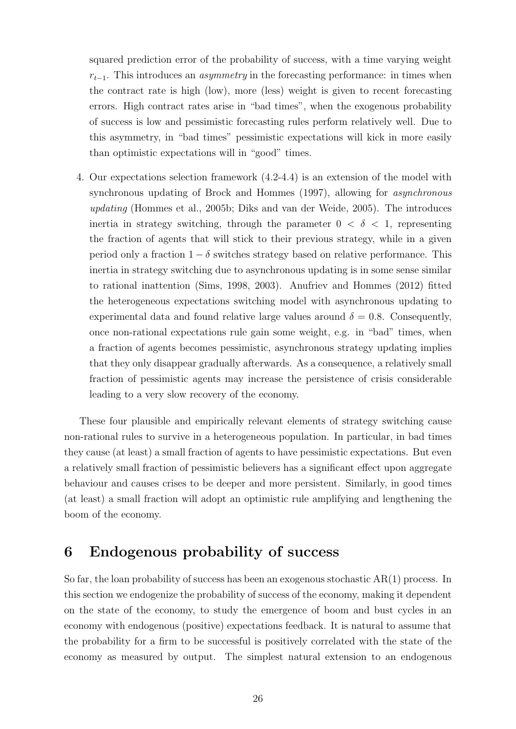squared prediction error of the probability of success, with a time varying weight $r_{t-1}$. This introduces an *asymmetry* in the forecasting performance: in times when the contract rate is high (low), more (less) weight is given to recent forecasting errors. High contract rates arise in "bad times", when the exogenous probability of success is low and pessimistic forecasting rules perform relatively well. Due to this asymmetry, in "bad times" pessimistic expectations will kick in more easily than optimistic expectations will in "good" times.

4. Our expectations selection framework (4.2-4.4) is an extension of the model with synchronous updating of Brock and Hommes (1997), allowing for *asynchronous updating* (Hommes et al., 2005b; Diks and van der Weide, 2005). The introduces inertia in strategy switching, through the parameter $0 < \delta < 1$, representing the fraction of agents that will stick to their previous strategy, while in a given period only a fraction $1 - \delta$ switches strategy based on relative performance. This inertia in strategy switching due to asynchronous updating is in some sense similar to rational inattention (Sims, 1998, 2003). Anufriev and Hommes (2012) fitted the heterogeneous expectations switching model with asynchronous updating to experimental data and found relative large values around $\delta = 0.8$. Consequently, once non-rational expectations rule gain some weight, e.g. in "bad" times, when a fraction of agents becomes pessimistic, asynchronous strategy updating implies that they only disappear gradually afterwards. As a consequence, a relatively small fraction of pessimistic agents may increase the persistence of crisis considerable leading to a very slow recovery of the economy.

These four plausible and empirically relevant elements of strategy switching cause non-rational rules to survive in a heterogeneous population. In particular, in bad times they cause (at least) a small fraction of agents to have pessimistic expectations. But even a relatively small fraction of pessimistic believers has a significant effect upon aggregate behaviour and causes crises to be deeper and more persistent. Similarly, in good times (at least) a small fraction will adopt an optimistic rule amplifying and lengthening the boom of the economy.

# 6 Endogenous probability of success

So far, the loan probability of success has been an exogenous stochastic AR(1) process. In this section we endogenize the probability of success of the economy, making it dependent on the state of the economy, to study the emergence of boom and bust cycles in an economy with endogenous (positive) expectations feedback. It is natural to assume that the probability for a firm to be successful is positively correlated with the state of the economy as measured by output. The simplest natural extension to an endogenous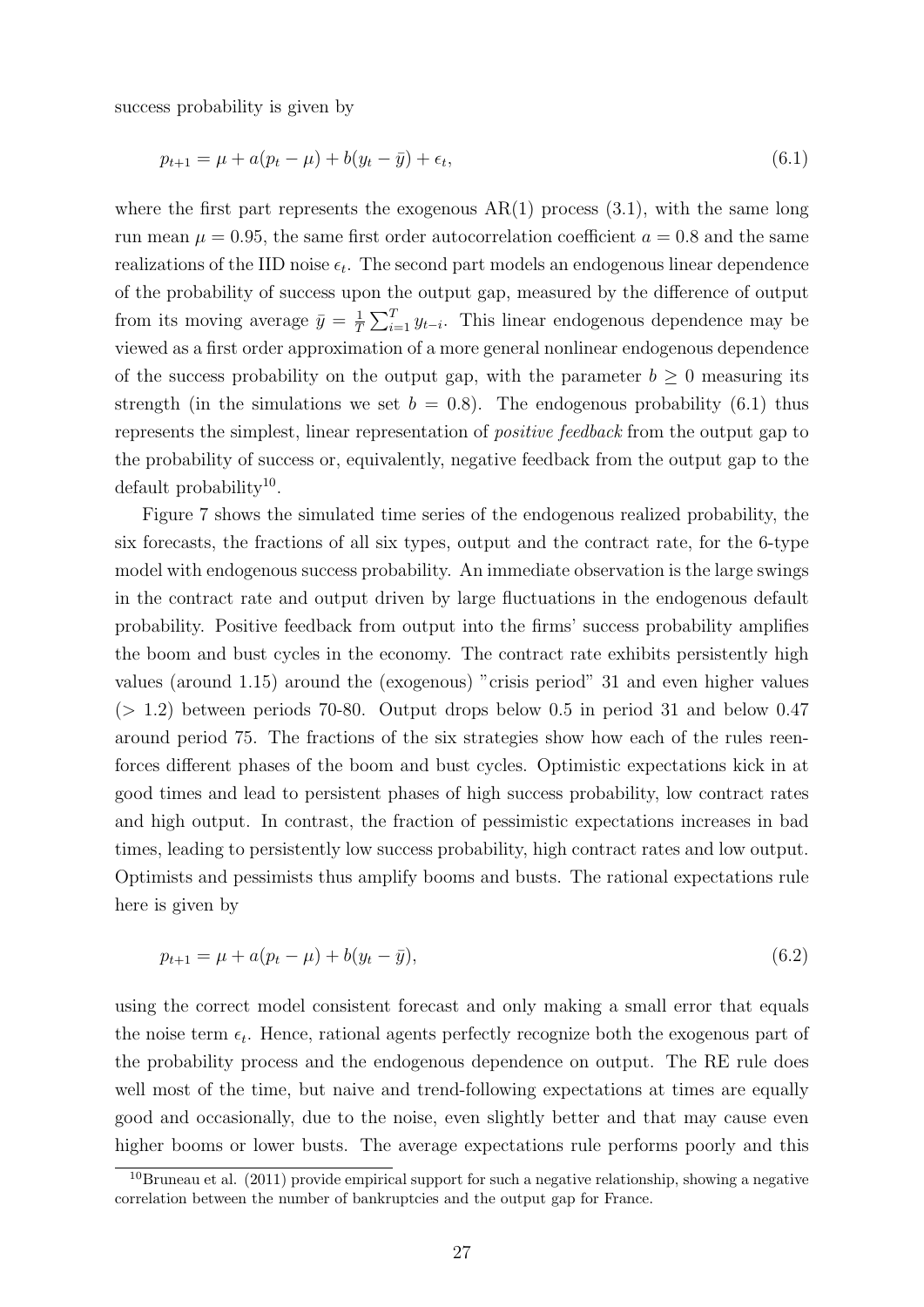success probability is given by

$$p_{t+1} = \mu + a(p_t - \mu) + b(y_t - \bar{y}) + \epsilon_t, \tag{6.1}$$

where the first part represents the exogenous AR(1) process (3.1), with the same long run mean $\mu = 0.95$, the same first order autocorrelation coefficient $a = 0.8$ and the same realizations of the IID noise $\epsilon_t$. The second part models an endogenous linear dependence of the probability of success upon the output gap, measured by the difference of output from its moving average $\bar{y} = \frac{1}{T}\sum_{i=1}^{T} y_{t-i}$. This linear endogenous dependence may be viewed as a first order approximation of a more general nonlinear endogenous dependence of the success probability on the output gap, with the parameter $b \geq 0$ measuring its strength (in the simulations we set $b = 0.8$). The endogenous probability (6.1) thus represents the simplest, linear representation of *positive feedback* from the output gap to the probability of success or, equivalently, negative feedback from the output gap to the default probability[10].

Figure 7 shows the simulated time series of the endogenous realized probability, the six forecasts, the fractions of all six types, output and the contract rate, for the 6-type model with endogenous success probability. An immediate observation is the large swings in the contract rate and output driven by large fluctuations in the endogenous default probability. Positive feedback from output into the firms' success probability amplifies the boom and bust cycles in the economy. The contract rate exhibits persistently high values (around 1.15) around the (exogenous) "crisis period" 31 and even higher values ($> 1.2$) between periods 70-80. Output drops below 0.5 in period 31 and below 0.47 around period 75. The fractions of the six strategies show how each of the rules reenforces different phases of the boom and bust cycles. Optimistic expectations kick in at good times and lead to persistent phases of high success probability, low contract rates and high output. In contrast, the fraction of pessimistic expectations increases in bad times, leading to persistently low success probability, high contract rates and low output. Optimists and pessimists thus amplify booms and busts. The rational expectations rule here is given by

$$p_{t+1} = \mu + a(p_t - \mu) + b(y_t - \bar{y}), \tag{6.2}$$

using the correct model consistent forecast and only making a small error that equals the noise term $\epsilon_t$. Hence, rational agents perfectly recognize both the exogenous part of the probability process and the endogenous dependence on output. The RE rule does well most of the time, but naive and trend-following expectations at times are equally good and occasionally, due to the noise, even slightly better and that may cause even higher booms or lower busts. The average expectations rule performs poorly and this

[10]Bruneau et al. (2011) provide empirical support for such a negative relationship, showing a negative correlation between the number of bankruptcies and the output gap for France.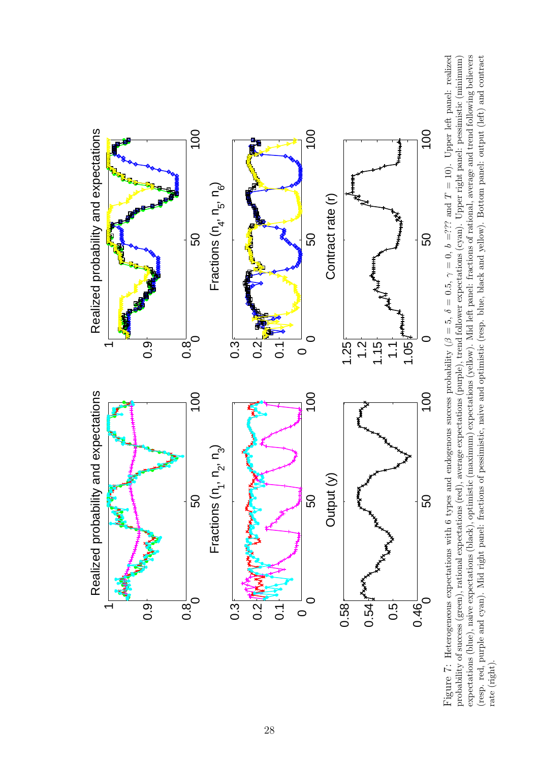Figure 7: Heterogeneous expectations with 6 types and endogenous success probability ($\beta = 5$, $\delta = 0.5$, $\gamma = 0$, $b =???$ and $T = 10$). Upper left panel: realized probability of success (green), rational expectations (red), average expectations (purple), trend follower expectations (cyan). Upper right panel: pessimistic (minimum) expectations (blue), naive expectations (black), optimistic (maximum) expectations (yellow). Mid left panel: fractions of rational, average and trend following believers (resp. red, purple and cyan). Mid right panel: fractions of pessimistic, naive and optimistic (resp. blue, black and yellow). Bottom panel: output (left) and contract rate (right).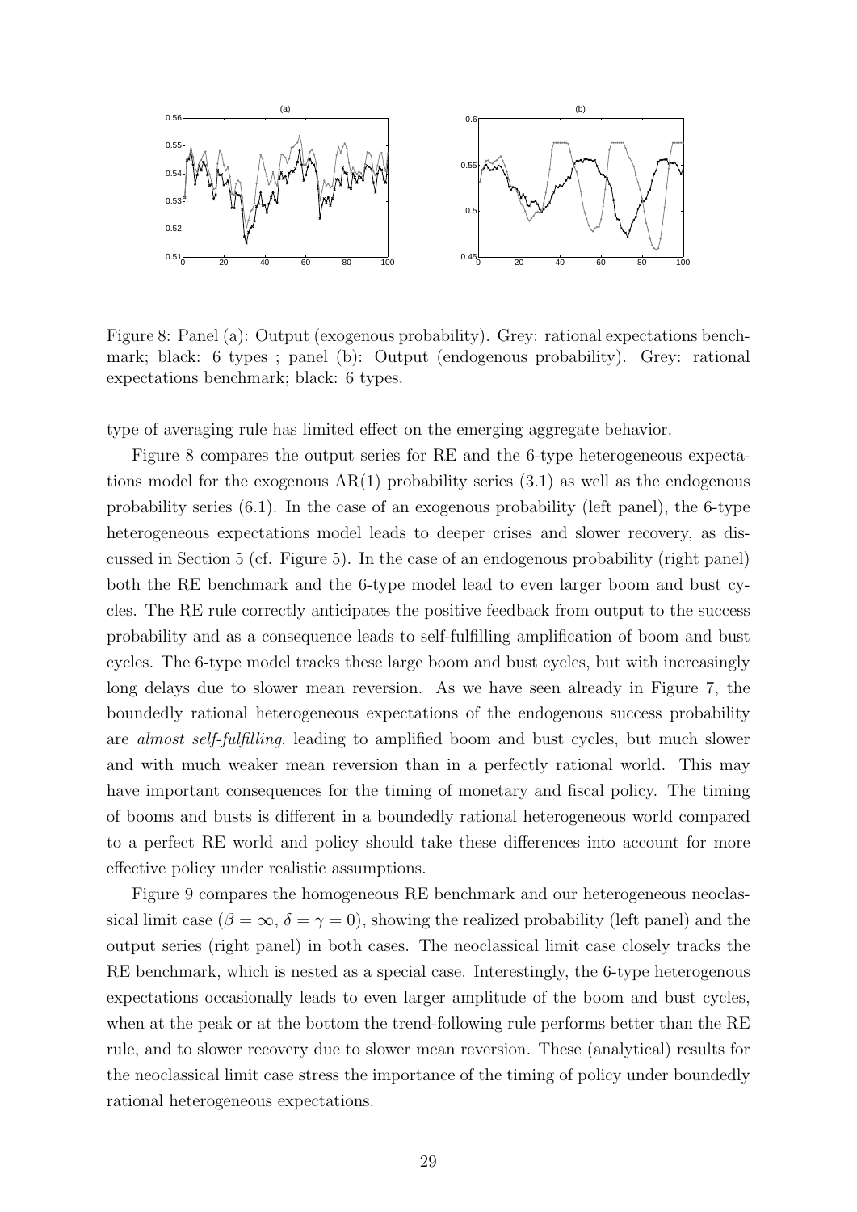Figure 8: Panel (a): Output (exogenous probability). Grey: rational expectations benchmark; black: 6 types ; panel (b): Output (endogenous probability). Grey: rational expectations benchmark; black: 6 types.

type of averaging rule has limited effect on the emerging aggregate behavior.

Figure 8 compares the output series for RE and the 6-type heterogeneous expectations model for the exogenous AR(1) probability series (3.1) as well as the endogenous probability series (6.1). In the case of an exogenous probability (left panel), the 6-type heterogeneous expectations model leads to deeper crises and slower recovery, as discussed in Section 5 (cf. Figure 5). In the case of an endogenous probability (right panel) both the RE benchmark and the 6-type model lead to even larger boom and bust cycles. The RE rule correctly anticipates the positive feedback from output to the success probability and as a consequence leads to self-fulfilling amplification of boom and bust cycles. The 6-type model tracks these large boom and bust cycles, but with increasingly long delays due to slower mean reversion. As we have seen already in Figure 7, the boundedly rational heterogeneous expectations of the endogenous success probability are *almost self-fulfilling*, leading to amplified boom and bust cycles, but much slower and with much weaker mean reversion than in a perfectly rational world. This may have important consequences for the timing of monetary and fiscal policy. The timing of booms and busts is different in a boundedly rational heterogeneous world compared to a perfect RE world and policy should take these differences into account for more effective policy under realistic assumptions.

Figure 9 compares the homogeneous RE benchmark and our heterogeneous neoclassical limit case ($\beta = \infty$, $\delta = \gamma = 0$), showing the realized probability (left panel) and the output series (right panel) in both cases. The neoclassical limit case closely tracks the RE benchmark, which is nested as a special case. Interestingly, the 6-type heterogenous expectations occasionally leads to even larger amplitude of the boom and bust cycles, when at the peak or at the bottom the trend-following rule performs better than the RE rule, and to slower recovery due to slower mean reversion. These (analytical) results for the neoclassical limit case stress the importance of the timing of policy under boundedly rational heterogeneous expectations.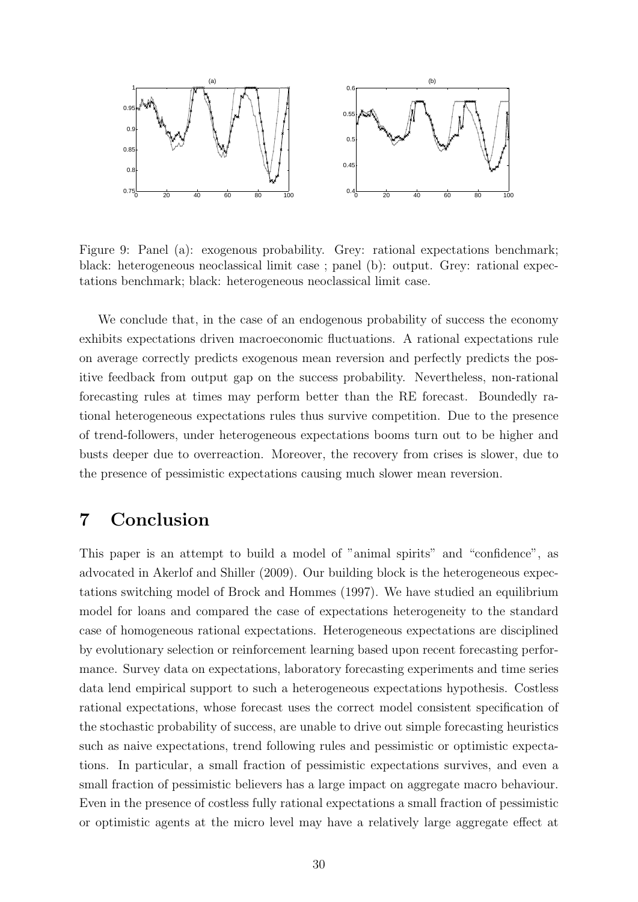Figure 9: Panel (a): exogenous probability. Grey: rational expectations benchmark; black: heterogeneous neoclassical limit case ; panel (b): output. Grey: rational expectations benchmark; black: heterogeneous neoclassical limit case.

We conclude that, in the case of an endogenous probability of success the economy exhibits expectations driven macroeconomic fluctuations. A rational expectations rule on average correctly predicts exogenous mean reversion and perfectly predicts the positive feedback from output gap on the success probability. Nevertheless, non-rational forecasting rules at times may perform better than the RE forecast. Boundedly rational heterogeneous expectations rules thus survive competition. Due to the presence of trend-followers, under heterogeneous expectations booms turn out to be higher and busts deeper due to overreaction. Moreover, the recovery from crises is slower, due to the presence of pessimistic expectations causing much slower mean reversion.

# 7 Conclusion

This paper is an attempt to build a model of "animal spirits" and "confidence", as advocated in Akerlof and Shiller (2009). Our building block is the heterogeneous expectations switching model of Brock and Hommes (1997). We have studied an equilibrium model for loans and compared the case of expectations heterogeneity to the standard case of homogeneous rational expectations. Heterogeneous expectations are disciplined by evolutionary selection or reinforcement learning based upon recent forecasting performance. Survey data on expectations, laboratory forecasting experiments and time series data lend empirical support to such a heterogeneous expectations hypothesis. Costless rational expectations, whose forecast uses the correct model consistent specification of the stochastic probability of success, are unable to drive out simple forecasting heuristics such as naive expectations, trend following rules and pessimistic or optimistic expectations. In particular, a small fraction of pessimistic expectations survives, and even a small fraction of pessimistic believers has a large impact on aggregate macro behaviour. Even in the presence of costless fully rational expectations a small fraction of pessimistic or optimistic agents at the micro level may have a relatively large aggregate effect at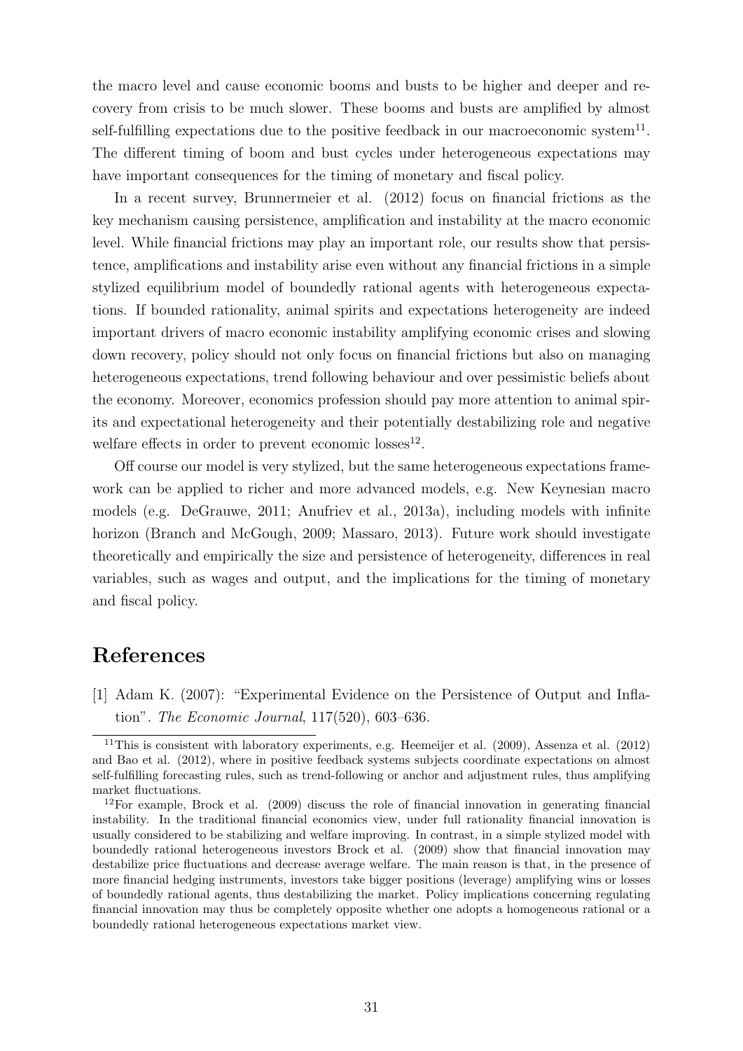the macro level and cause economic booms and busts to be higher and deeper and recovery from crisis to be much slower. These booms and busts are amplified by almost self-fulfilling expectations due to the positive feedback in our macroeconomic system[11]. The different timing of boom and bust cycles under heterogeneous expectations may have important consequences for the timing of monetary and fiscal policy.

In a recent survey, Brunnermeier et al. (2012) focus on financial frictions as the key mechanism causing persistence, amplification and instability at the macro economic level. While financial frictions may play an important role, our results show that persistence, amplifications and instability arise even without any financial frictions in a simple stylized equilibrium model of boundedly rational agents with heterogeneous expectations. If bounded rationality, animal spirits and expectations heterogeneity are indeed important drivers of macro economic instability amplifying economic crises and slowing down recovery, policy should not only focus on financial frictions but also on managing heterogeneous expectations, trend following behaviour and over pessimistic beliefs about the economy. Moreover, economics profession should pay more attention to animal spirits and expectational heterogeneity and their potentially destabilizing role and negative welfare effects in order to prevent economic losses[12].

Off course our model is very stylized, but the same heterogeneous expectations framework can be applied to richer and more advanced models, e.g. New Keynesian macro models (e.g. DeGrauwe, 2011; Anufriev et al., 2013a), including models with infinite horizon (Branch and McGough, 2009; Massaro, 2013). Future work should investigate theoretically and empirically the size and persistence of heterogeneity, differences in real variables, such as wages and output, and the implications for the timing of monetary and fiscal policy.

# References

[1] Adam K. (2007): "Experimental Evidence on the Persistence of Output and Inflation". *The Economic Journal*, 117(520), 603–636.

[11] This is consistent with laboratory experiments, e.g. Heemeijer et al. (2009), Assenza et al. (2012) and Bao et al. (2012), where in positive feedback systems subjects coordinate expectations on almost self-fulfilling forecasting rules, such as trend-following or anchor and adjustment rules, thus amplifying market fluctuations.

[12] For example, Brock et al. (2009) discuss the role of financial innovation in generating financial instability. In the traditional financial economics view, under full rationality financial innovation is usually considered to be stabilizing and welfare improving. In contrast, in a simple stylized model with boundedly rational heterogeneous investors Brock et al. (2009) show that financial innovation may destabilize price fluctuations and decrease average welfare. The main reason is that, in the presence of more financial hedging instruments, investors take bigger positions (leverage) amplifying wins or losses of boundedly rational agents, thus destabilizing the market. Policy implications concerning regulating financial innovation may thus be completely opposite whether one adopts a homogeneous rational or a boundedly rational heterogeneous expectations market view.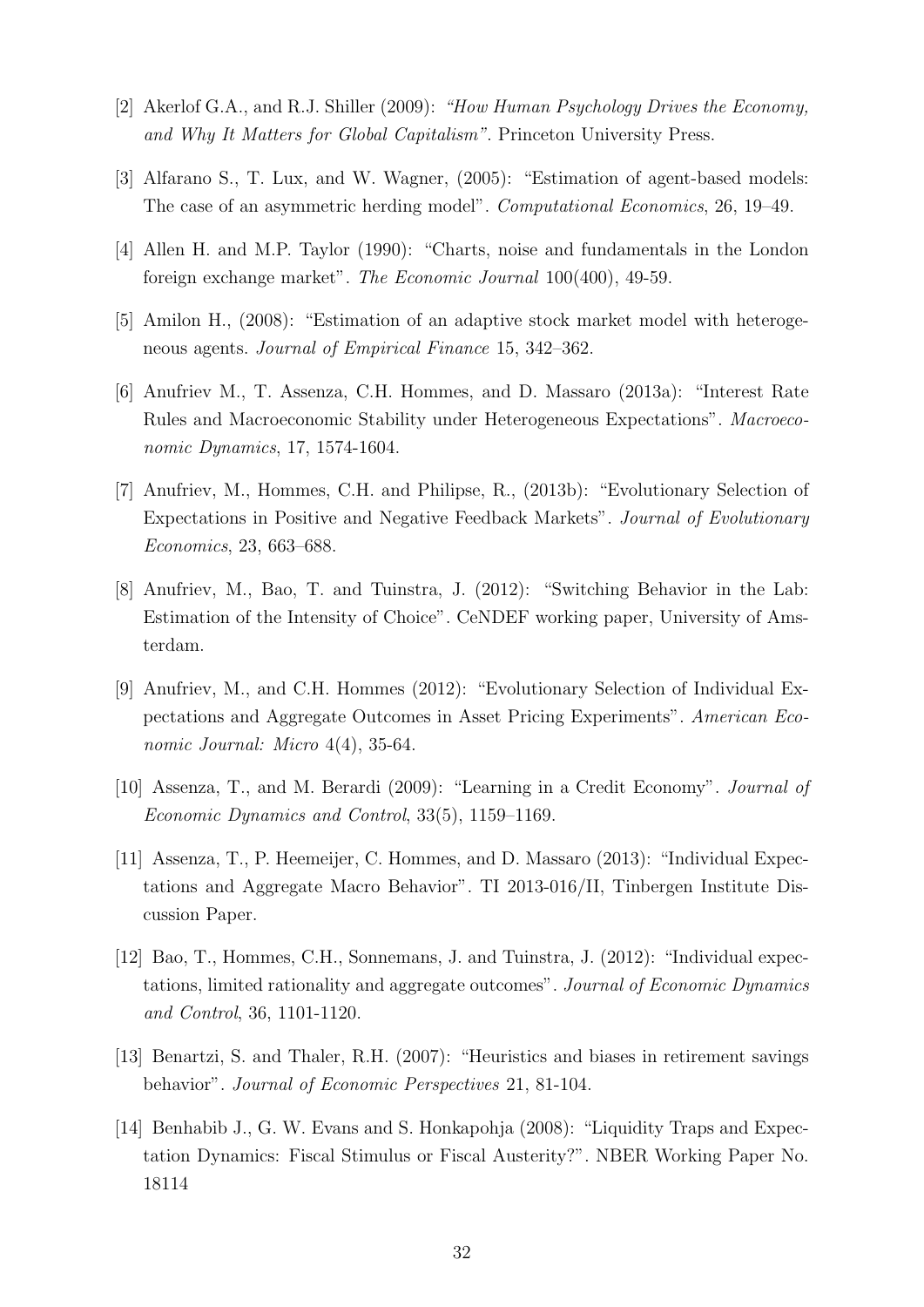[2] Akerlof G.A., and R.J. Shiller (2009): *"How Human Psychology Drives the Economy, and Why It Matters for Global Capitalism"*. Princeton University Press.

[3] Alfarano S., T. Lux, and W. Wagner, (2005): "Estimation of agent-based models: The case of an asymmetric herding model". *Computational Economics*, 26, 19–49.

[4] Allen H. and M.P. Taylor (1990): "Charts, noise and fundamentals in the London foreign exchange market". *The Economic Journal* 100(400), 49-59.

[5] Amilon H., (2008): "Estimation of an adaptive stock market model with heterogeneous agents. *Journal of Empirical Finance* 15, 342–362.

[6] Anufriev M., T. Assenza, C.H. Hommes, and D. Massaro (2013a): "Interest Rate Rules and Macroeconomic Stability under Heterogeneous Expectations". *Macroeconomic Dynamics*, 17, 1574-1604.

[7] Anufriev, M., Hommes, C.H. and Philipse, R., (2013b): "Evolutionary Selection of Expectations in Positive and Negative Feedback Markets". *Journal of Evolutionary Economics*, 23, 663–688.

[8] Anufriev, M., Bao, T. and Tuinstra, J. (2012): "Switching Behavior in the Lab: Estimation of the Intensity of Choice". CeNDEF working paper, University of Amsterdam.

[9] Anufriev, M., and C.H. Hommes (2012): "Evolutionary Selection of Individual Expectations and Aggregate Outcomes in Asset Pricing Experiments". *American Economic Journal: Micro* 4(4), 35-64.

[10] Assenza, T., and M. Berardi (2009): "Learning in a Credit Economy". *Journal of Economic Dynamics and Control*, 33(5), 1159–1169.

[11] Assenza, T., P. Heemeijer, C. Hommes, and D. Massaro (2013): "Individual Expectations and Aggregate Macro Behavior". TI 2013-016/II, Tinbergen Institute Discussion Paper.

[12] Bao, T., Hommes, C.H., Sonnemans, J. and Tuinstra, J. (2012): "Individual expectations, limited rationality and aggregate outcomes". *Journal of Economic Dynamics and Control*, 36, 1101-1120.

[13] Benartzi, S. and Thaler, R.H. (2007): "Heuristics and biases in retirement savings behavior". *Journal of Economic Perspectives* 21, 81-104.

[14] Benhabib J., G. W. Evans and S. Honkapohja (2008): "Liquidity Traps and Expectation Dynamics: Fiscal Stimulus or Fiscal Austerity?". NBER Working Paper No. 18114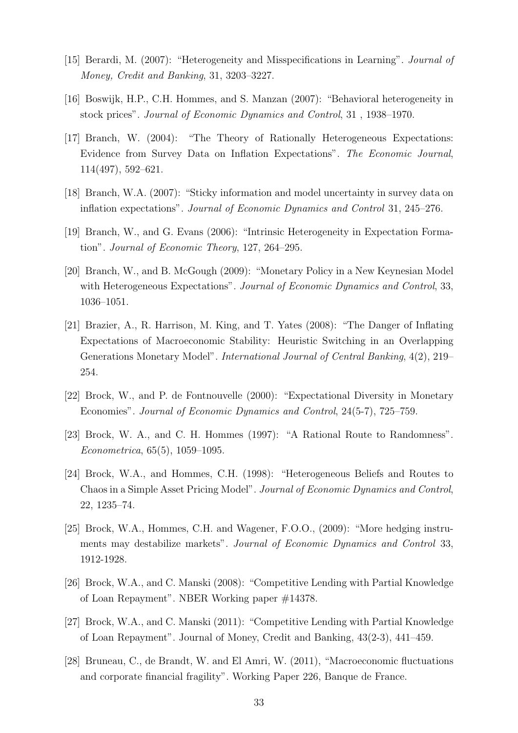[15] Berardi, M. (2007): "Heterogeneity and Misspecifications in Learning". *Journal of Money, Credit and Banking*, 31, 3203–3227.

[16] Boswijk, H.P., C.H. Hommes, and S. Manzan (2007): "Behavioral heterogeneity in stock prices". *Journal of Economic Dynamics and Control*, 31 , 1938–1970.

[17] Branch, W. (2004): "The Theory of Rationally Heterogeneous Expectations: Evidence from Survey Data on Inflation Expectations". *The Economic Journal*, 114(497), 592–621.

[18] Branch, W.A. (2007): "Sticky information and model uncertainty in survey data on inflation expectations". *Journal of Economic Dynamics and Control* 31, 245–276.

[19] Branch, W., and G. Evans (2006): "Intrinsic Heterogeneity in Expectation Formation". *Journal of Economic Theory*, 127, 264–295.

[20] Branch, W., and B. McGough (2009): "Monetary Policy in a New Keynesian Model with Heterogeneous Expectations". *Journal of Economic Dynamics and Control*, 33, 1036–1051.

[21] Brazier, A., R. Harrison, M. King, and T. Yates (2008): "The Danger of Inflating Expectations of Macroeconomic Stability: Heuristic Switching in an Overlapping Generations Monetary Model". *International Journal of Central Banking*, 4(2), 219–254.

[22] Brock, W., and P. de Fontnouvelle (2000): "Expectational Diversity in Monetary Economies". *Journal of Economic Dynamics and Control*, 24(5-7), 725–759.

[23] Brock, W. A., and C. H. Hommes (1997): "A Rational Route to Randomness". *Econometrica*, 65(5), 1059–1095.

[24] Brock, W.A., and Hommes, C.H. (1998): "Heterogeneous Beliefs and Routes to Chaos in a Simple Asset Pricing Model". *Journal of Economic Dynamics and Control*, 22, 1235–74.

[25] Brock, W.A., Hommes, C.H. and Wagener, F.O.O., (2009): "More hedging instruments may destabilize markets". *Journal of Economic Dynamics and Control* 33, 1912-1928.

[26] Brock, W.A., and C. Manski (2008): "Competitive Lending with Partial Knowledge of Loan Repayment". NBER Working paper #14378.

[27] Brock, W.A., and C. Manski (2011): "Competitive Lending with Partial Knowledge of Loan Repayment". Journal of Money, Credit and Banking, 43(2-3), 441–459.

[28] Bruneau, C., de Brandt, W. and El Amri, W. (2011), "Macroeconomic fluctuations and corporate financial fragility". Working Paper 226, Banque de France.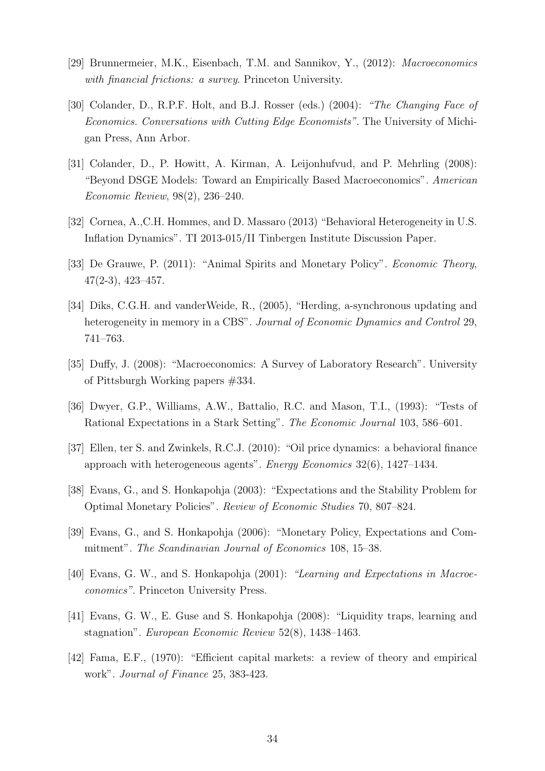[29] Brunnermeier, M.K., Eisenbach, T.M. and Sannikov, Y., (2012): *Macroeconomics with financial frictions: a survey*. Princeton University.

[30] Colander, D., R.P.F. Holt, and B.J. Rosser (eds.) (2004): *"The Changing Face of Economics. Conversations with Cutting Edge Economists"*. The University of Michigan Press, Ann Arbor.

[31] Colander, D., P. Howitt, A. Kirman, A. Leijonhufvud, and P. Mehrling (2008): "Beyond DSGE Models: Toward an Empirically Based Macroeconomics". *American Economic Review*, 98(2), 236–240.

[32] Cornea, A.,C.H. Hommes, and D. Massaro (2013) "Behavioral Heterogeneity in U.S. Inflation Dynamics". TI 2013-015/II Tinbergen Institute Discussion Paper.

[33] De Grauwe, P. (2011): "Animal Spirits and Monetary Policy". *Economic Theory*, 47(2-3), 423–457.

[34] Diks, C.G.H. and vanderWeide, R., (2005), "Herding, a-synchronous updating and heterogeneity in memory in a CBS". *Journal of Economic Dynamics and Control* 29, 741–763.

[35] Duffy, J. (2008): "Macroeconomics: A Survey of Laboratory Research". University of Pittsburgh Working papers #334.

[36] Dwyer, G.P., Williams, A.W., Battalio, R.C. and Mason, T.I., (1993): "Tests of Rational Expectations in a Stark Setting". *The Economic Journal* 103, 586–601.

[37] Ellen, ter S. and Zwinkels, R.C.J. (2010): "Oil price dynamics: a behavioral finance approach with heterogeneous agents". *Energy Economics* 32(6), 1427–1434.

[38] Evans, G., and S. Honkapohja (2003): "Expectations and the Stability Problem for Optimal Monetary Policies". *Review of Economic Studies* 70, 807–824.

[39] Evans, G., and S. Honkapohja (2006): "Monetary Policy, Expectations and Commitment". *The Scandinavian Journal of Economics* 108, 15–38.

[40] Evans, G. W., and S. Honkapohja (2001): *"Learning and Expectations in Macroeconomics"*. Princeton University Press.

[41] Evans, G. W., E. Guse and S. Honkapohja (2008): "Liquidity traps, learning and stagnation". *European Economic Review* 52(8), 1438–1463.

[42] Fama, E.F., (1970): "Efficient capital markets: a review of theory and empirical work". *Journal of Finance* 25, 383-423.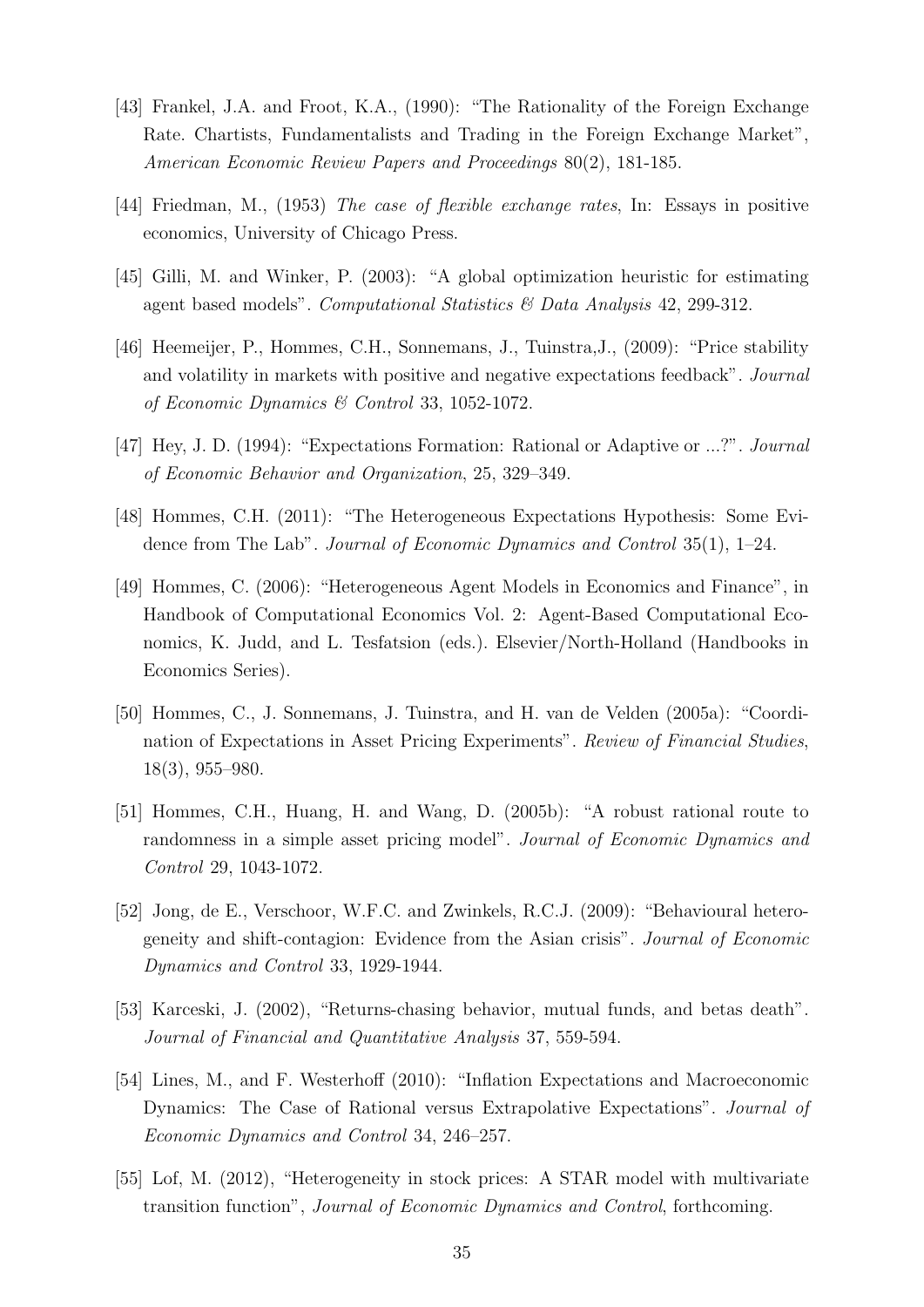[43] Frankel, J.A. and Froot, K.A., (1990): "The Rationality of the Foreign Exchange Rate. Chartists, Fundamentalists and Trading in the Foreign Exchange Market", *American Economic Review Papers and Proceedings* 80(2), 181-185.

[44] Friedman, M., (1953) *The case of flexible exchange rates*, In: Essays in positive economics, University of Chicago Press.

[45] Gilli, M. and Winker, P. (2003): "A global optimization heuristic for estimating agent based models". *Computational Statistics & Data Analysis* 42, 299-312.

[46] Heemeijer, P., Hommes, C.H., Sonnemans, J., Tuinstra,J., (2009): "Price stability and volatility in markets with positive and negative expectations feedback". *Journal of Economic Dynamics & Control* 33, 1052-1072.

[47] Hey, J. D. (1994): "Expectations Formation: Rational or Adaptive or ...?". *Journal of Economic Behavior and Organization*, 25, 329–349.

[48] Hommes, C.H. (2011): "The Heterogeneous Expectations Hypothesis: Some Evidence from The Lab". *Journal of Economic Dynamics and Control* 35(1), 1–24.

[49] Hommes, C. (2006): "Heterogeneous Agent Models in Economics and Finance", in Handbook of Computational Economics Vol. 2: Agent-Based Computational Economics, K. Judd, and L. Tesfatsion (eds.). Elsevier/North-Holland (Handbooks in Economics Series).

[50] Hommes, C., J. Sonnemans, J. Tuinstra, and H. van de Velden (2005a): "Coordination of Expectations in Asset Pricing Experiments". *Review of Financial Studies*, 18(3), 955–980.

[51] Hommes, C.H., Huang, H. and Wang, D. (2005b): "A robust rational route to randomness in a simple asset pricing model". *Journal of Economic Dynamics and Control* 29, 1043-1072.

[52] Jong, de E., Verschoor, W.F.C. and Zwinkels, R.C.J. (2009): "Behavioural heterogeneity and shift-contagion: Evidence from the Asian crisis". *Journal of Economic Dynamics and Control* 33, 1929-1944.

[53] Karceski, J. (2002), "Returns-chasing behavior, mutual funds, and betas death". *Journal of Financial and Quantitative Analysis* 37, 559-594.

[54] Lines, M., and F. Westerhoff (2010): "Inflation Expectations and Macroeconomic Dynamics: The Case of Rational versus Extrapolative Expectations". *Journal of Economic Dynamics and Control* 34, 246–257.

[55] Lof, M. (2012), "Heterogeneity in stock prices: A STAR model with multivariate transition function", *Journal of Economic Dynamics and Control*, forthcoming.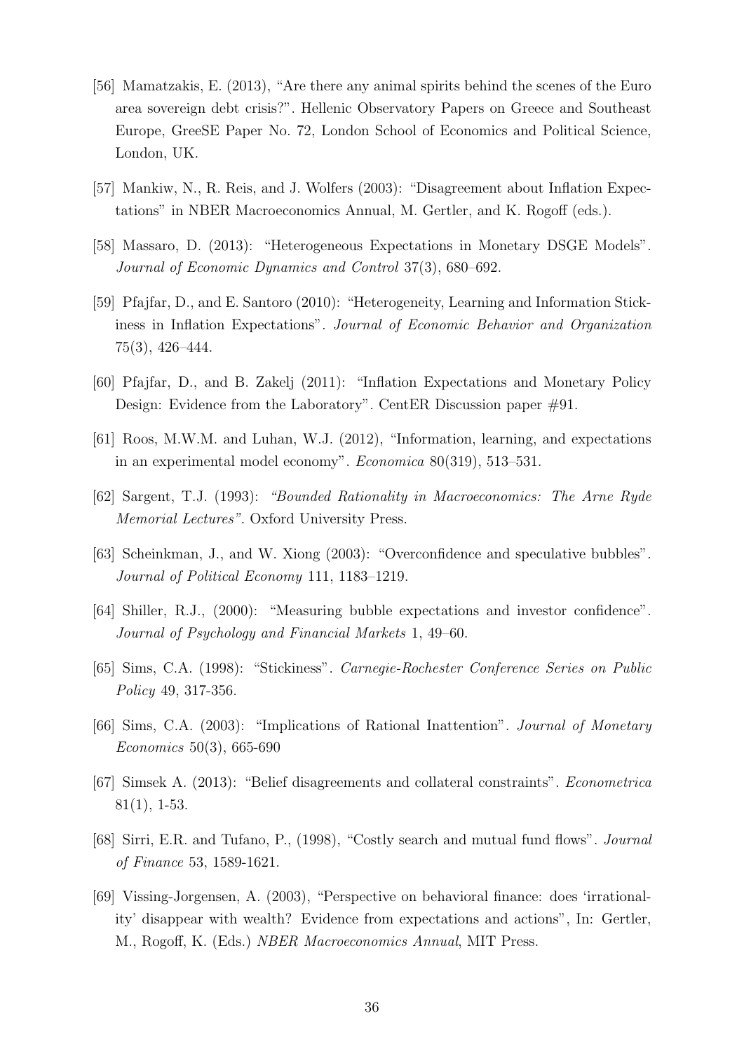[56] Mamatzakis, E. (2013), "Are there any animal spirits behind the scenes of the Euro area sovereign debt crisis?". Hellenic Observatory Papers on Greece and Southeast Europe, GreeSE Paper No. 72, London School of Economics and Political Science, London, UK.

[57] Mankiw, N., R. Reis, and J. Wolfers (2003): "Disagreement about Inflation Expectations" in NBER Macroeconomics Annual, M. Gertler, and K. Rogoff (eds.).

[58] Massaro, D. (2013): "Heterogeneous Expectations in Monetary DSGE Models". *Journal of Economic Dynamics and Control* 37(3), 680–692.

[59] Pfajfar, D., and E. Santoro (2010): "Heterogeneity, Learning and Information Stickiness in Inflation Expectations". *Journal of Economic Behavior and Organization* 75(3), 426–444.

[60] Pfajfar, D., and B. Zakelj (2011): "Inflation Expectations and Monetary Policy Design: Evidence from the Laboratory". CentER Discussion paper #91.

[61] Roos, M.W.M. and Luhan, W.J. (2012), "Information, learning, and expectations in an experimental model economy". *Economica* 80(319), 513–531.

[62] Sargent, T.J. (1993): *"Bounded Rationality in Macroeconomics: The Arne Ryde Memorial Lectures"*. Oxford University Press.

[63] Scheinkman, J., and W. Xiong (2003): "Overconfidence and speculative bubbles". *Journal of Political Economy* 111, 1183–1219.

[64] Shiller, R.J., (2000): "Measuring bubble expectations and investor confidence". *Journal of Psychology and Financial Markets* 1, 49–60.

[65] Sims, C.A. (1998): "Stickiness". *Carnegie-Rochester Conference Series on Public Policy* 49, 317-356.

[66] Sims, C.A. (2003): "Implications of Rational Inattention". *Journal of Monetary Economics* 50(3), 665-690

[67] Simsek A. (2013): "Belief disagreements and collateral constraints". *Econometrica* 81(1), 1-53.

[68] Sirri, E.R. and Tufano, P., (1998), "Costly search and mutual fund flows". *Journal of Finance* 53, 1589-1621.

[69] Vissing-Jorgensen, A. (2003), "Perspective on behavioral finance: does 'irrationality' disappear with wealth? Evidence from expectations and actions", In: Gertler, M., Rogoff, K. (Eds.) *NBER Macroeconomics Annual*, MIT Press.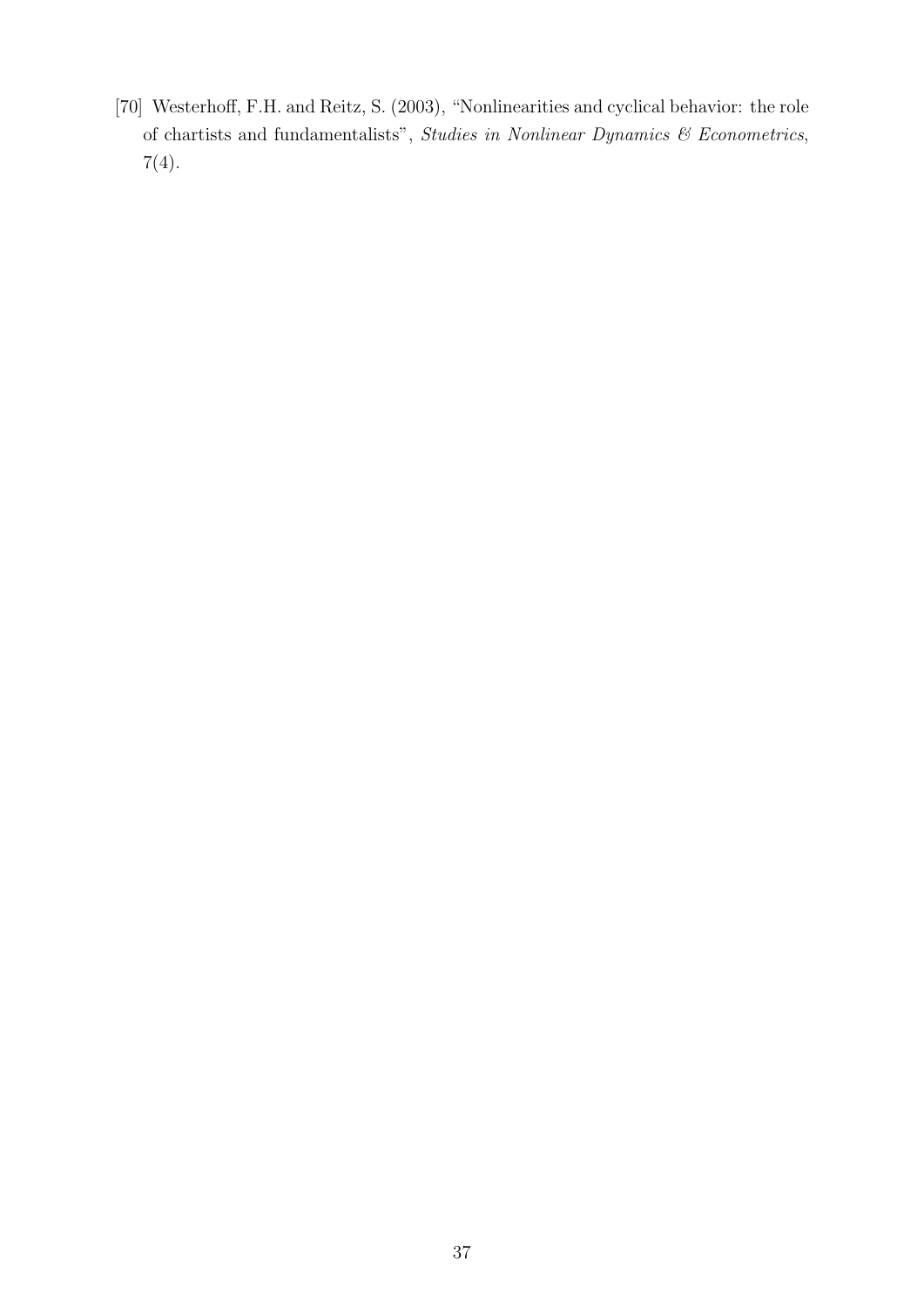[70] Westerhoff, F.H. and Reitz, S. (2003), "Nonlinearities and cyclical behavior: the role of chartists and fundamentalists", *Studies in Nonlinear Dynamics & Econometrics*, 7(4).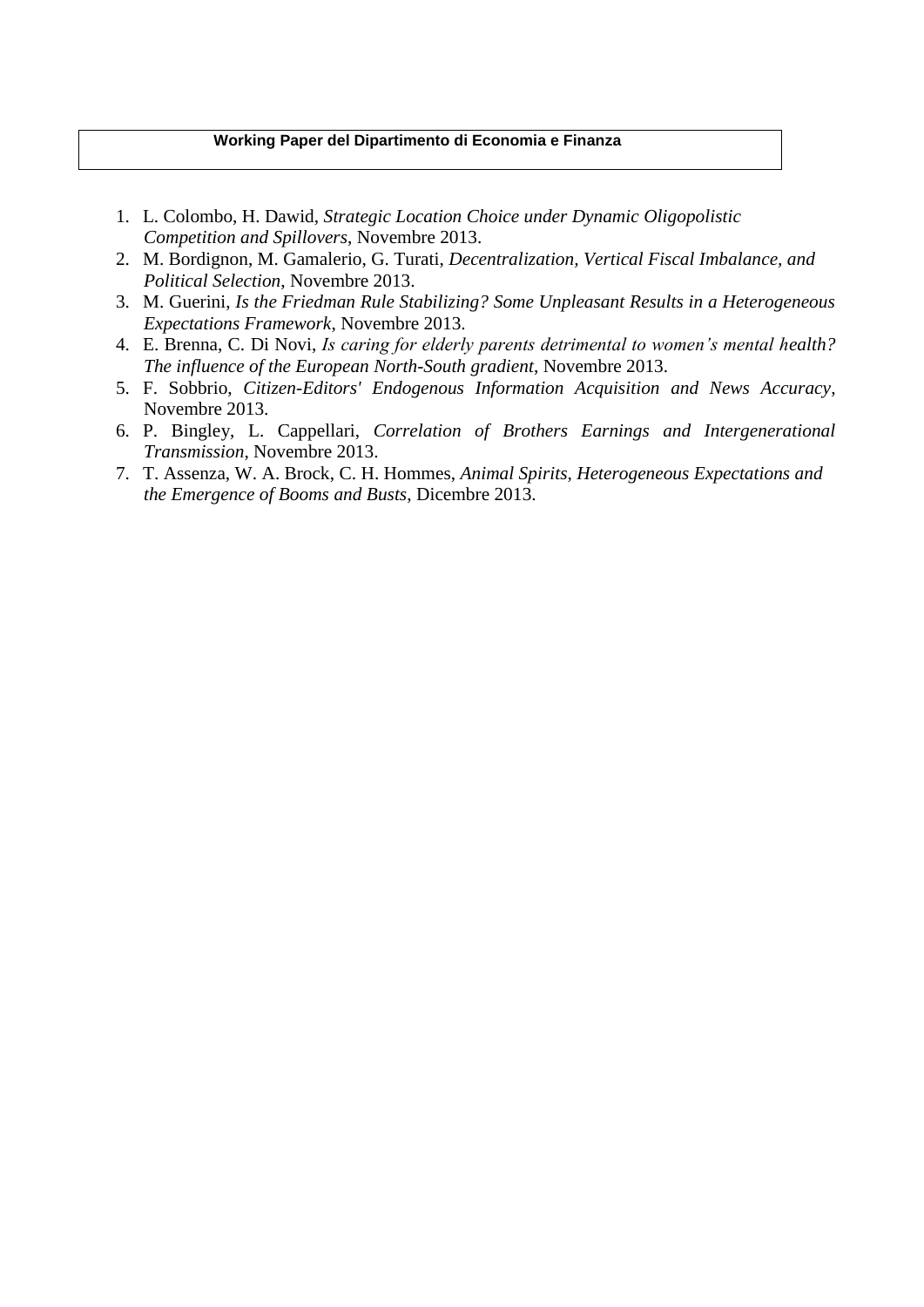**Working Paper del Dipartimento di Economia e Finanza**

1. L. Colombo, H. Dawid, *Strategic Location Choice under Dynamic Oligopolistic Competition and Spillovers*, Novembre 2013.
2. M. Bordignon, M. Gamalerio, G. Turati, *Decentralization, Vertical Fiscal Imbalance, and Political Selection*, Novembre 2013.
3. M. Guerini, *Is the Friedman Rule Stabilizing? Some Unpleasant Results in a Heterogeneous Expectations Framework*, Novembre 2013.
4. E. Brenna, C. Di Novi, *Is caring for elderly parents detrimental to women's mental health? The influence of the European North-South gradient*, Novembre 2013.
5. F. Sobbrio, *Citizen-Editors' Endogenous Information Acquisition and News Accuracy*, Novembre 2013.
6. P. Bingley, L. Cappellari, *Correlation of Brothers Earnings and Intergenerational Transmission*, Novembre 2013.
7. T. Assenza, W. A. Brock, C. H. Hommes, *Animal Spirits, Heterogeneous Expectations and the Emergence of Booms and Busts*, Dicembre 2013.